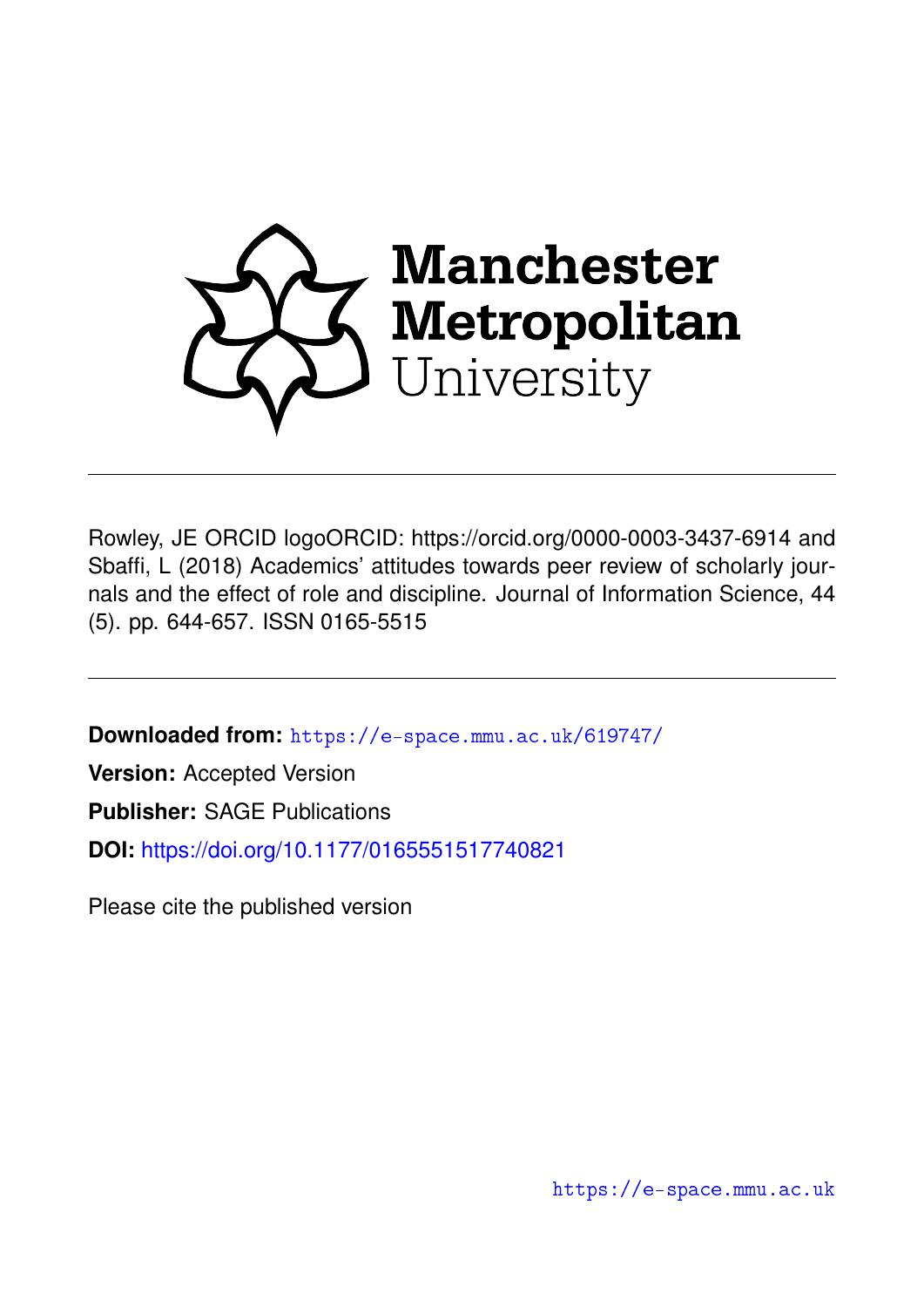Manchester Metropolitan University

Rowley, JE ORCID logoORCID: https://orcid.org/0000-0003-3437-6914 and Sbaffi, L (2018) Academics' attitudes towards peer review of scholarly journals and the effect of role and discipline. Journal of Information Science, 44 (5). pp. 644-657. ISSN 0165-5515

**Downloaded from:** https://e-space.mmu.ac.uk/619747/

**Version:** Accepted Version

**Publisher:** SAGE Publications

**DOI:** https://doi.org/10.1177/0165551517740821

Please cite the published version

https://e-space.mmu.ac.uk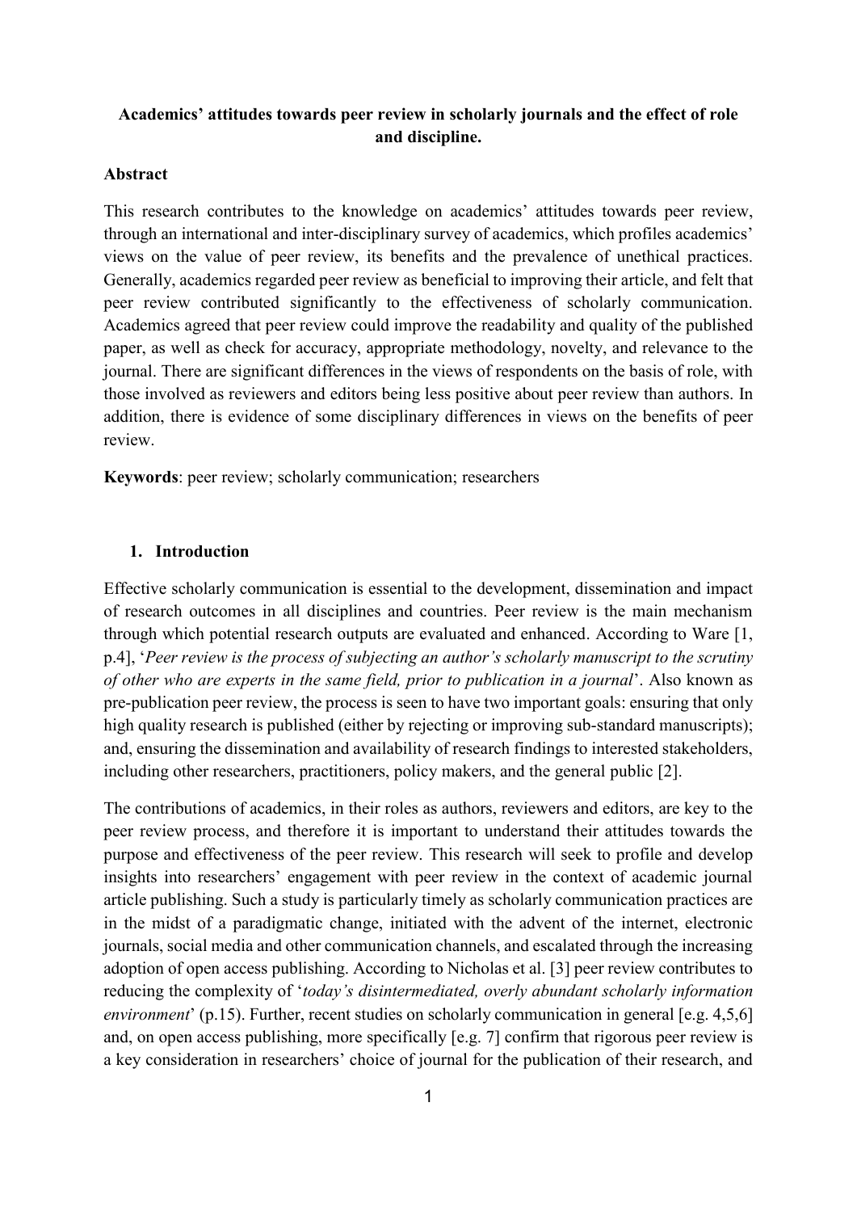**Academics' attitudes towards peer review in scholarly journals and the effect of role and discipline.**

## Abstract

This research contributes to the knowledge on academics' attitudes towards peer review, through an international and inter-disciplinary survey of academics, which profiles academics' views on the value of peer review, its benefits and the prevalence of unethical practices. Generally, academics regarded peer review as beneficial to improving their article, and felt that peer review contributed significantly to the effectiveness of scholarly communication. Academics agreed that peer review could improve the readability and quality of the published paper, as well as check for accuracy, appropriate methodology, novelty, and relevance to the journal. There are significant differences in the views of respondents on the basis of role, with those involved as reviewers and editors being less positive about peer review than authors. In addition, there is evidence of some disciplinary differences in views on the benefits of peer review.

**Keywords**: peer review; scholarly communication; researchers

## 1. Introduction

Effective scholarly communication is essential to the development, dissemination and impact of research outcomes in all disciplines and countries. Peer review is the main mechanism through which potential research outputs are evaluated and enhanced. According to Ware [1, p.4], '*Peer review is the process of subjecting an author's scholarly manuscript to the scrutiny of other who are experts in the same field, prior to publication in a journal*'. Also known as pre-publication peer review, the process is seen to have two important goals: ensuring that only high quality research is published (either by rejecting or improving sub-standard manuscripts); and, ensuring the dissemination and availability of research findings to interested stakeholders, including other researchers, practitioners, policy makers, and the general public [2].

The contributions of academics, in their roles as authors, reviewers and editors, are key to the peer review process, and therefore it is important to understand their attitudes towards the purpose and effectiveness of the peer review. This research will seek to profile and develop insights into researchers' engagement with peer review in the context of academic journal article publishing. Such a study is particularly timely as scholarly communication practices are in the midst of a paradigmatic change, initiated with the advent of the internet, electronic journals, social media and other communication channels, and escalated through the increasing adoption of open access publishing. According to Nicholas et al. [3] peer review contributes to reducing the complexity of '*today's disintermediated, overly abundant scholarly information environment*' (p.15). Further, recent studies on scholarly communication in general [e.g. 4,5,6] and, on open access publishing, more specifically [e.g. 7] confirm that rigorous peer review is a key consideration in researchers' choice of journal for the publication of their research, and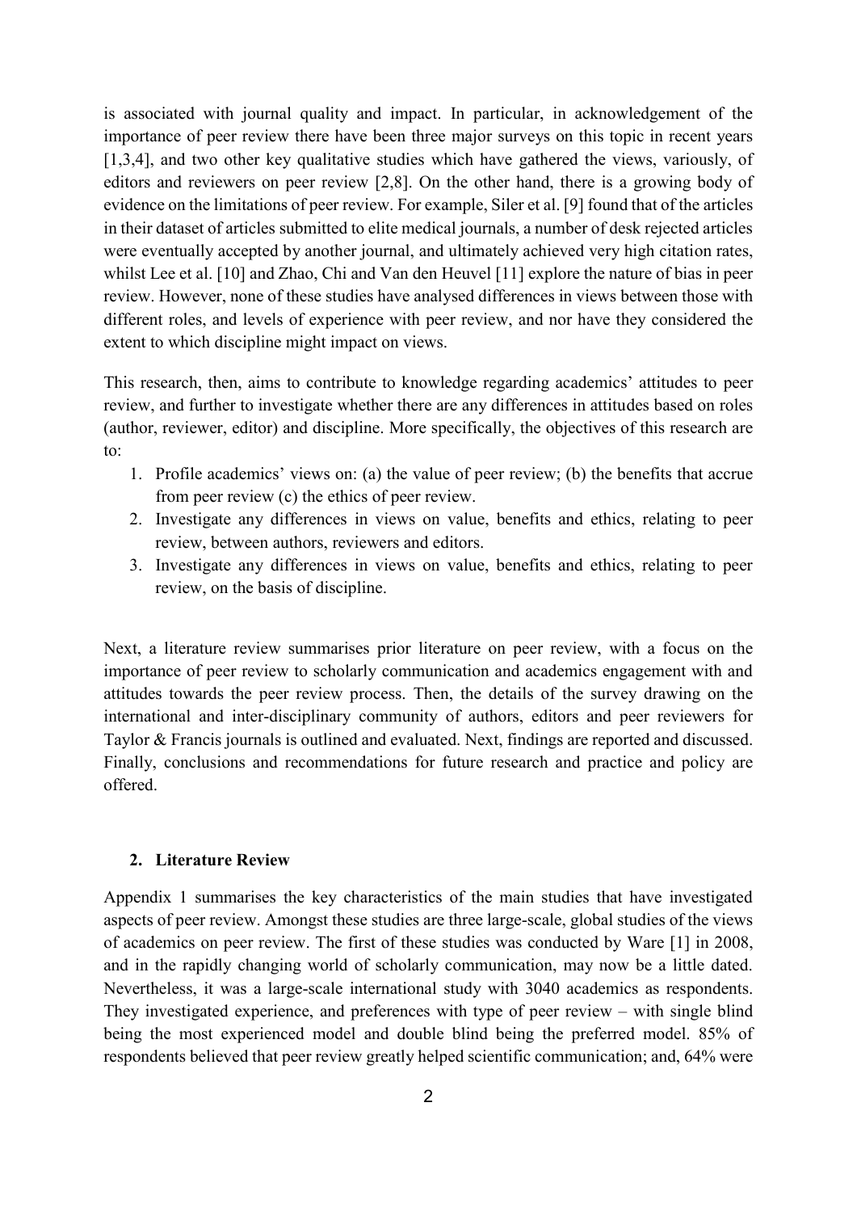is associated with journal quality and impact. In particular, in acknowledgement of the importance of peer review there have been three major surveys on this topic in recent years [1,3,4], and two other key qualitative studies which have gathered the views, variously, of editors and reviewers on peer review [2,8]. On the other hand, there is a growing body of evidence on the limitations of peer review. For example, Siler et al. [9] found that of the articles in their dataset of articles submitted to elite medical journals, a number of desk rejected articles were eventually accepted by another journal, and ultimately achieved very high citation rates, whilst Lee et al. [10] and Zhao, Chi and Van den Heuvel [11] explore the nature of bias in peer review. However, none of these studies have analysed differences in views between those with different roles, and levels of experience with peer review, and nor have they considered the extent to which discipline might impact on views.

This research, then, aims to contribute to knowledge regarding academics' attitudes to peer review, and further to investigate whether there are any differences in attitudes based on roles (author, reviewer, editor) and discipline. More specifically, the objectives of this research are to:

1. Profile academics' views on: (a) the value of peer review; (b) the benefits that accrue from peer review (c) the ethics of peer review.
2. Investigate any differences in views on value, benefits and ethics, relating to peer review, between authors, reviewers and editors.
3. Investigate any differences in views on value, benefits and ethics, relating to peer review, on the basis of discipline.

Next, a literature review summarises prior literature on peer review, with a focus on the importance of peer review to scholarly communication and academics engagement with and attitudes towards the peer review process. Then, the details of the survey drawing on the international and inter-disciplinary community of authors, editors and peer reviewers for Taylor & Francis journals is outlined and evaluated. Next, findings are reported and discussed. Finally, conclusions and recommendations for future research and practice and policy are offered.

## 2. Literature Review

Appendix 1 summarises the key characteristics of the main studies that have investigated aspects of peer review. Amongst these studies are three large-scale, global studies of the views of academics on peer review. The first of these studies was conducted by Ware [1] in 2008, and in the rapidly changing world of scholarly communication, may now be a little dated. Nevertheless, it was a large-scale international study with 3040 academics as respondents. They investigated experience, and preferences with type of peer review – with single blind being the most experienced model and double blind being the preferred model. 85% of respondents believed that peer review greatly helped scientific communication; and, 64% were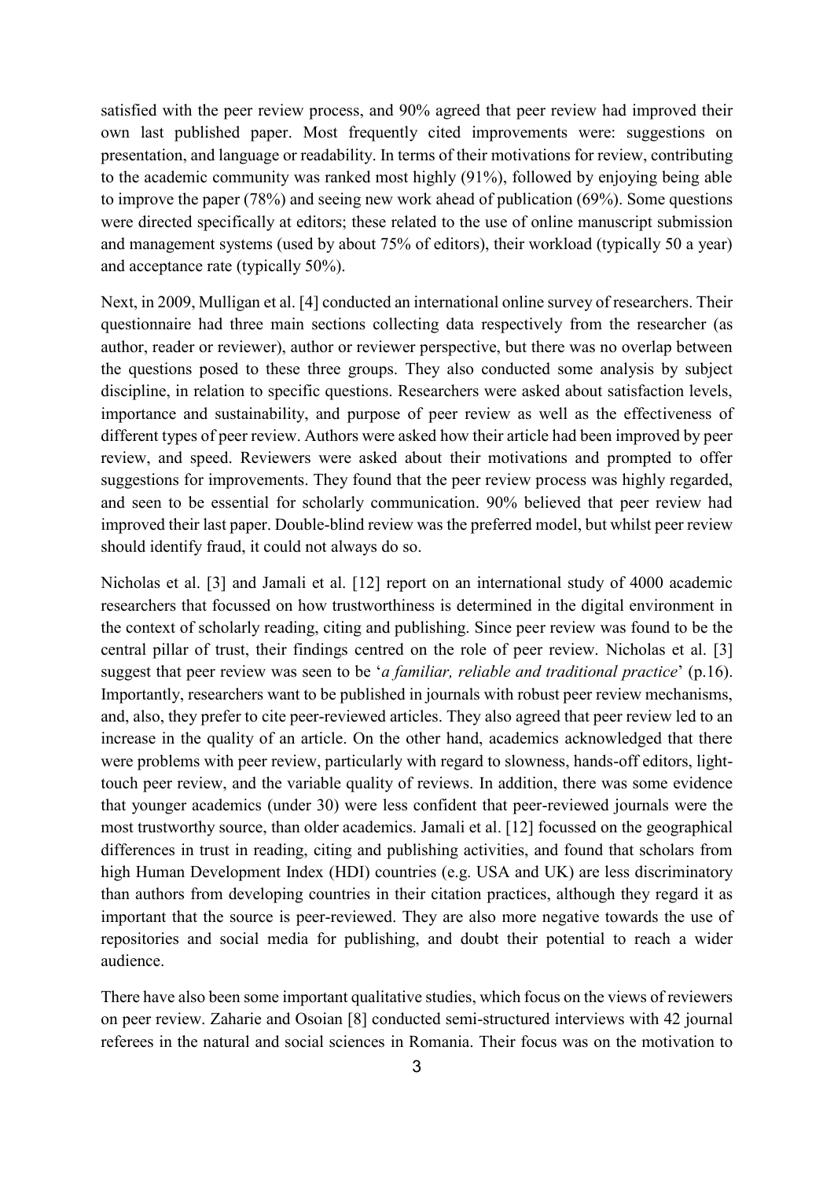satisfied with the peer review process, and 90% agreed that peer review had improved their own last published paper. Most frequently cited improvements were: suggestions on presentation, and language or readability. In terms of their motivations for review, contributing to the academic community was ranked most highly (91%), followed by enjoying being able to improve the paper (78%) and seeing new work ahead of publication (69%). Some questions were directed specifically at editors; these related to the use of online manuscript submission and management systems (used by about 75% of editors), their workload (typically 50 a year) and acceptance rate (typically 50%).

Next, in 2009, Mulligan et al. [4] conducted an international online survey of researchers. Their questionnaire had three main sections collecting data respectively from the researcher (as author, reader or reviewer), author or reviewer perspective, but there was no overlap between the questions posed to these three groups. They also conducted some analysis by subject discipline, in relation to specific questions. Researchers were asked about satisfaction levels, importance and sustainability, and purpose of peer review as well as the effectiveness of different types of peer review. Authors were asked how their article had been improved by peer review, and speed. Reviewers were asked about their motivations and prompted to offer suggestions for improvements. They found that the peer review process was highly regarded, and seen to be essential for scholarly communication. 90% believed that peer review had improved their last paper. Double-blind review was the preferred model, but whilst peer review should identify fraud, it could not always do so.

Nicholas et al. [3] and Jamali et al. [12] report on an international study of 4000 academic researchers that focussed on how trustworthiness is determined in the digital environment in the context of scholarly reading, citing and publishing. Since peer review was found to be the central pillar of trust, their findings centred on the role of peer review. Nicholas et al. [3] suggest that peer review was seen to be '*a familiar, reliable and traditional practice*' (p.16). Importantly, researchers want to be published in journals with robust peer review mechanisms, and, also, they prefer to cite peer-reviewed articles. They also agreed that peer review led to an increase in the quality of an article. On the other hand, academics acknowledged that there were problems with peer review, particularly with regard to slowness, hands-off editors, light-touch peer review, and the variable quality of reviews. In addition, there was some evidence that younger academics (under 30) were less confident that peer-reviewed journals were the most trustworthy source, than older academics. Jamali et al. [12] focussed on the geographical differences in trust in reading, citing and publishing activities, and found that scholars from high Human Development Index (HDI) countries (e.g. USA and UK) are less discriminatory than authors from developing countries in their citation practices, although they regard it as important that the source is peer-reviewed. They are also more negative towards the use of repositories and social media for publishing, and doubt their potential to reach a wider audience.

There have also been some important qualitative studies, which focus on the views of reviewers on peer review. Zaharie and Osoian [8] conducted semi-structured interviews with 42 journal referees in the natural and social sciences in Romania. Their focus was on the motivation to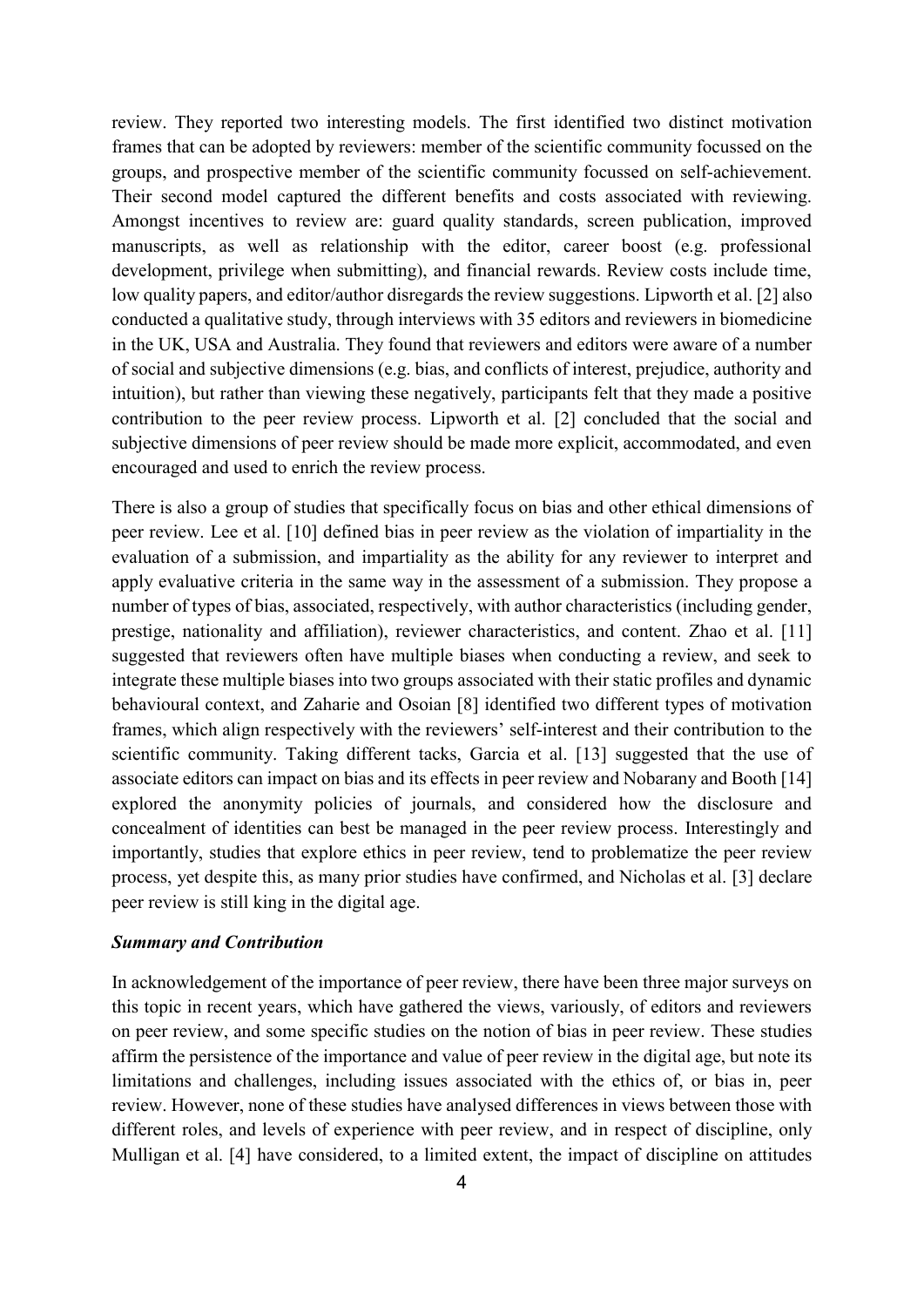review. They reported two interesting models. The first identified two distinct motivation frames that can be adopted by reviewers: member of the scientific community focussed on the groups, and prospective member of the scientific community focussed on self-achievement. Their second model captured the different benefits and costs associated with reviewing. Amongst incentives to review are: guard quality standards, screen publication, improved manuscripts, as well as relationship with the editor, career boost (e.g. professional development, privilege when submitting), and financial rewards. Review costs include time, low quality papers, and editor/author disregards the review suggestions. Lipworth et al. [2] also conducted a qualitative study, through interviews with 35 editors and reviewers in biomedicine in the UK, USA and Australia. They found that reviewers and editors were aware of a number of social and subjective dimensions (e.g. bias, and conflicts of interest, prejudice, authority and intuition), but rather than viewing these negatively, participants felt that they made a positive contribution to the peer review process. Lipworth et al. [2] concluded that the social and subjective dimensions of peer review should be made more explicit, accommodated, and even encouraged and used to enrich the review process.

There is also a group of studies that specifically focus on bias and other ethical dimensions of peer review. Lee et al. [10] defined bias in peer review as the violation of impartiality in the evaluation of a submission, and impartiality as the ability for any reviewer to interpret and apply evaluative criteria in the same way in the assessment of a submission. They propose a number of types of bias, associated, respectively, with author characteristics (including gender, prestige, nationality and affiliation), reviewer characteristics, and content. Zhao et al. [11] suggested that reviewers often have multiple biases when conducting a review, and seek to integrate these multiple biases into two groups associated with their static profiles and dynamic behavioural context, and Zaharie and Osoian [8] identified two different types of motivation frames, which align respectively with the reviewers' self-interest and their contribution to the scientific community. Taking different tacks, Garcia et al. [13] suggested that the use of associate editors can impact on bias and its effects in peer review and Nobarany and Booth [14] explored the anonymity policies of journals, and considered how the disclosure and concealment of identities can best be managed in the peer review process. Interestingly and importantly, studies that explore ethics in peer review, tend to problematize the peer review process, yet despite this, as many prior studies have confirmed, and Nicholas et al. [3] declare peer review is still king in the digital age.

***Summary and Contribution***

In acknowledgement of the importance of peer review, there have been three major surveys on this topic in recent years, which have gathered the views, variously, of editors and reviewers on peer review, and some specific studies on the notion of bias in peer review. These studies affirm the persistence of the importance and value of peer review in the digital age, but note its limitations and challenges, including issues associated with the ethics of, or bias in, peer review. However, none of these studies have analysed differences in views between those with different roles, and levels of experience with peer review, and in respect of discipline, only Mulligan et al. [4] have considered, to a limited extent, the impact of discipline on attitudes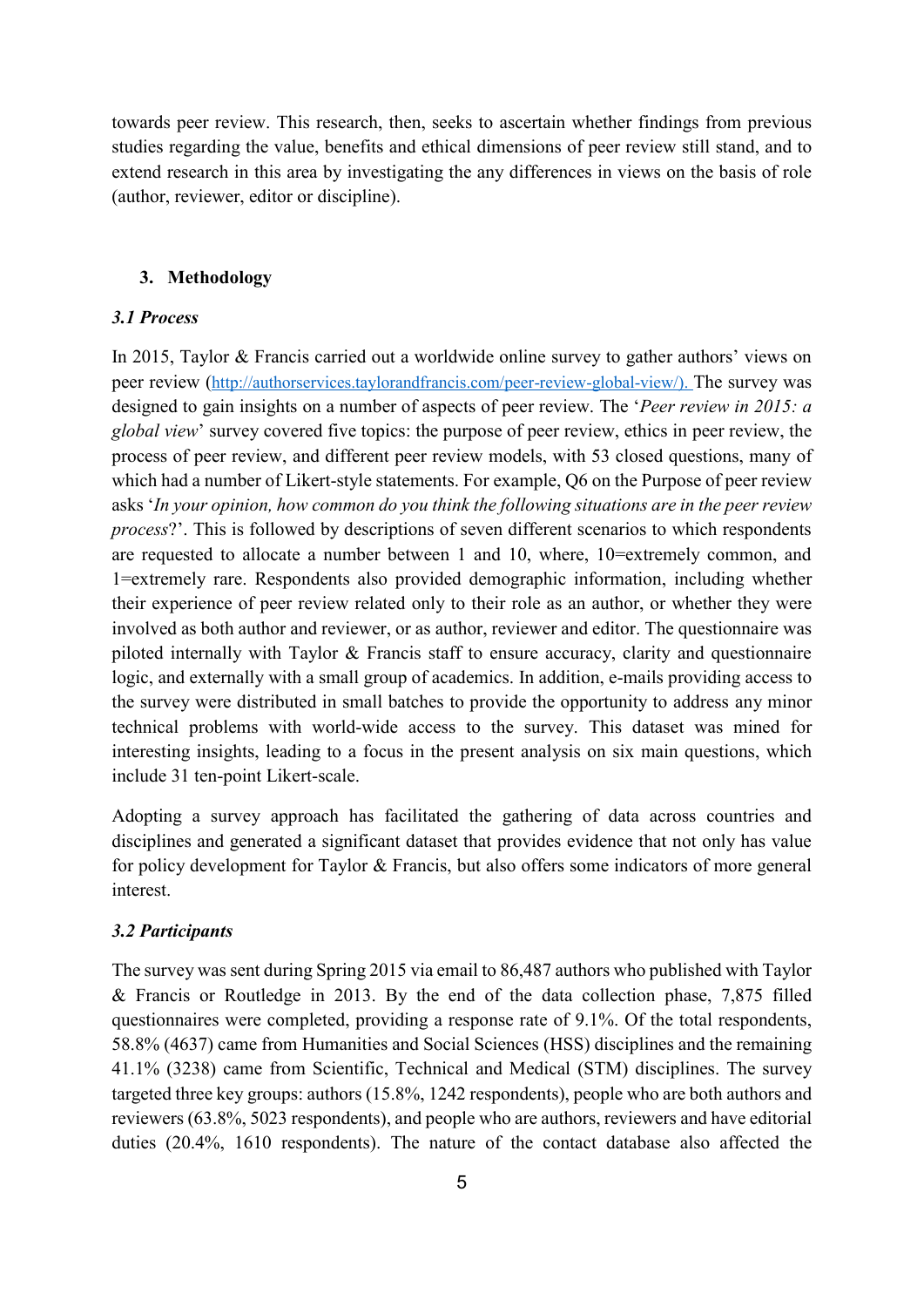towards peer review. This research, then, seeks to ascertain whether findings from previous studies regarding the value, benefits and ethical dimensions of peer review still stand, and to extend research in this area by investigating the any differences in views on the basis of role (author, reviewer, editor or discipline).

## 3. Methodology

### *3.1 Process*

In 2015, Taylor & Francis carried out a worldwide online survey to gather authors' views on peer review (http://authorservices.taylorandfrancis.com/peer-review-global-view/). The survey was designed to gain insights on a number of aspects of peer review. The '*Peer review in 2015: a global view*' survey covered five topics: the purpose of peer review, ethics in peer review, the process of peer review, and different peer review models, with 53 closed questions, many of which had a number of Likert-style statements. For example, Q6 on the Purpose of peer review asks '*In your opinion, how common do you think the following situations are in the peer review process*?'. This is followed by descriptions of seven different scenarios to which respondents are requested to allocate a number between 1 and 10, where, 10=extremely common, and 1=extremely rare. Respondents also provided demographic information, including whether their experience of peer review related only to their role as an author, or whether they were involved as both author and reviewer, or as author, reviewer and editor. The questionnaire was piloted internally with Taylor & Francis staff to ensure accuracy, clarity and questionnaire logic, and externally with a small group of academics. In addition, e-mails providing access to the survey were distributed in small batches to provide the opportunity to address any minor technical problems with world-wide access to the survey. This dataset was mined for interesting insights, leading to a focus in the present analysis on six main questions, which include 31 ten-point Likert-scale.

Adopting a survey approach has facilitated the gathering of data across countries and disciplines and generated a significant dataset that provides evidence that not only has value for policy development for Taylor & Francis, but also offers some indicators of more general interest.

### *3.2 Participants*

The survey was sent during Spring 2015 via email to 86,487 authors who published with Taylor & Francis or Routledge in 2013. By the end of the data collection phase, 7,875 filled questionnaires were completed, providing a response rate of 9.1%. Of the total respondents, 58.8% (4637) came from Humanities and Social Sciences (HSS) disciplines and the remaining 41.1% (3238) came from Scientific, Technical and Medical (STM) disciplines. The survey targeted three key groups: authors (15.8%, 1242 respondents), people who are both authors and reviewers (63.8%, 5023 respondents), and people who are authors, reviewers and have editorial duties (20.4%, 1610 respondents). The nature of the contact database also affected the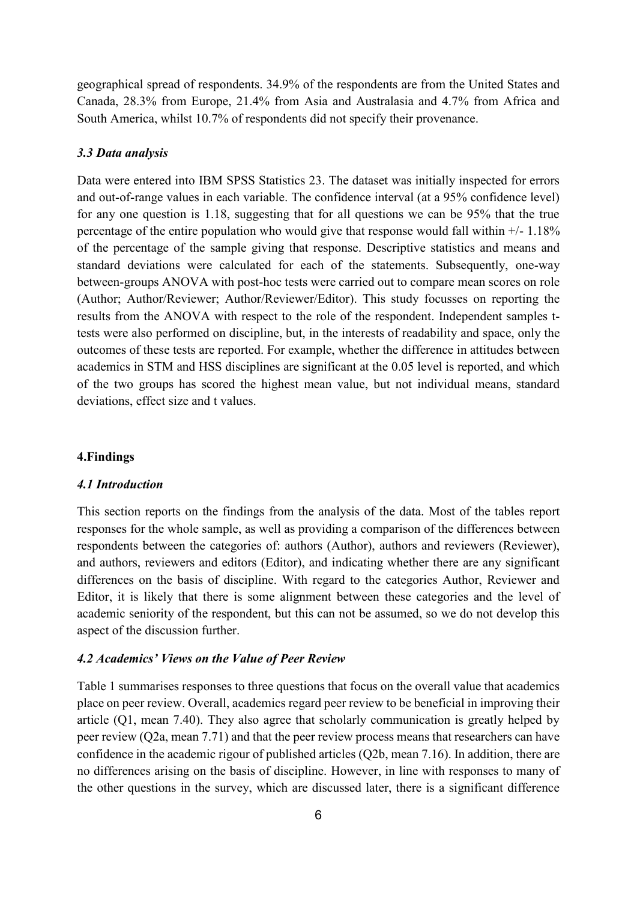geographical spread of respondents. 34.9% of the respondents are from the United States and Canada, 28.3% from Europe, 21.4% from Asia and Australasia and 4.7% from Africa and South America, whilst 10.7% of respondents did not specify their provenance.

### *3.3 Data analysis*

Data were entered into IBM SPSS Statistics 23. The dataset was initially inspected for errors and out-of-range values in each variable. The confidence interval (at a 95% confidence level) for any one question is 1.18, suggesting that for all questions we can be 95% that the true percentage of the entire population who would give that response would fall within +/- 1.18% of the percentage of the sample giving that response. Descriptive statistics and means and standard deviations were calculated for each of the statements. Subsequently, one-way between-groups ANOVA with post-hoc tests were carried out to compare mean scores on role (Author; Author/Reviewer; Author/Reviewer/Editor). This study focusses on reporting the results from the ANOVA with respect to the role of the respondent. Independent samples t-tests were also performed on discipline, but, in the interests of readability and space, only the outcomes of these tests are reported. For example, whether the difference in attitudes between academics in STM and HSS disciplines are significant at the 0.05 level is reported, and which of the two groups has scored the highest mean value, but not individual means, standard deviations, effect size and t values.

## 4.Findings

### *4.1 Introduction*

This section reports on the findings from the analysis of the data. Most of the tables report responses for the whole sample, as well as providing a comparison of the differences between respondents between the categories of: authors (Author), authors and reviewers (Reviewer), and authors, reviewers and editors (Editor), and indicating whether there are any significant differences on the basis of discipline. With regard to the categories Author, Reviewer and Editor, it is likely that there is some alignment between these categories and the level of academic seniority of the respondent, but this can not be assumed, so we do not develop this aspect of the discussion further.

### *4.2 Academics' Views on the Value of Peer Review*

Table 1 summarises responses to three questions that focus on the overall value that academics place on peer review. Overall, academics regard peer review to be beneficial in improving their article (Q1, mean 7.40). They also agree that scholarly communication is greatly helped by peer review (Q2a, mean 7.71) and that the peer review process means that researchers can have confidence in the academic rigour of published articles (Q2b, mean 7.16). In addition, there are no differences arising on the basis of discipline. However, in line with responses to many of the other questions in the survey, which are discussed later, there is a significant difference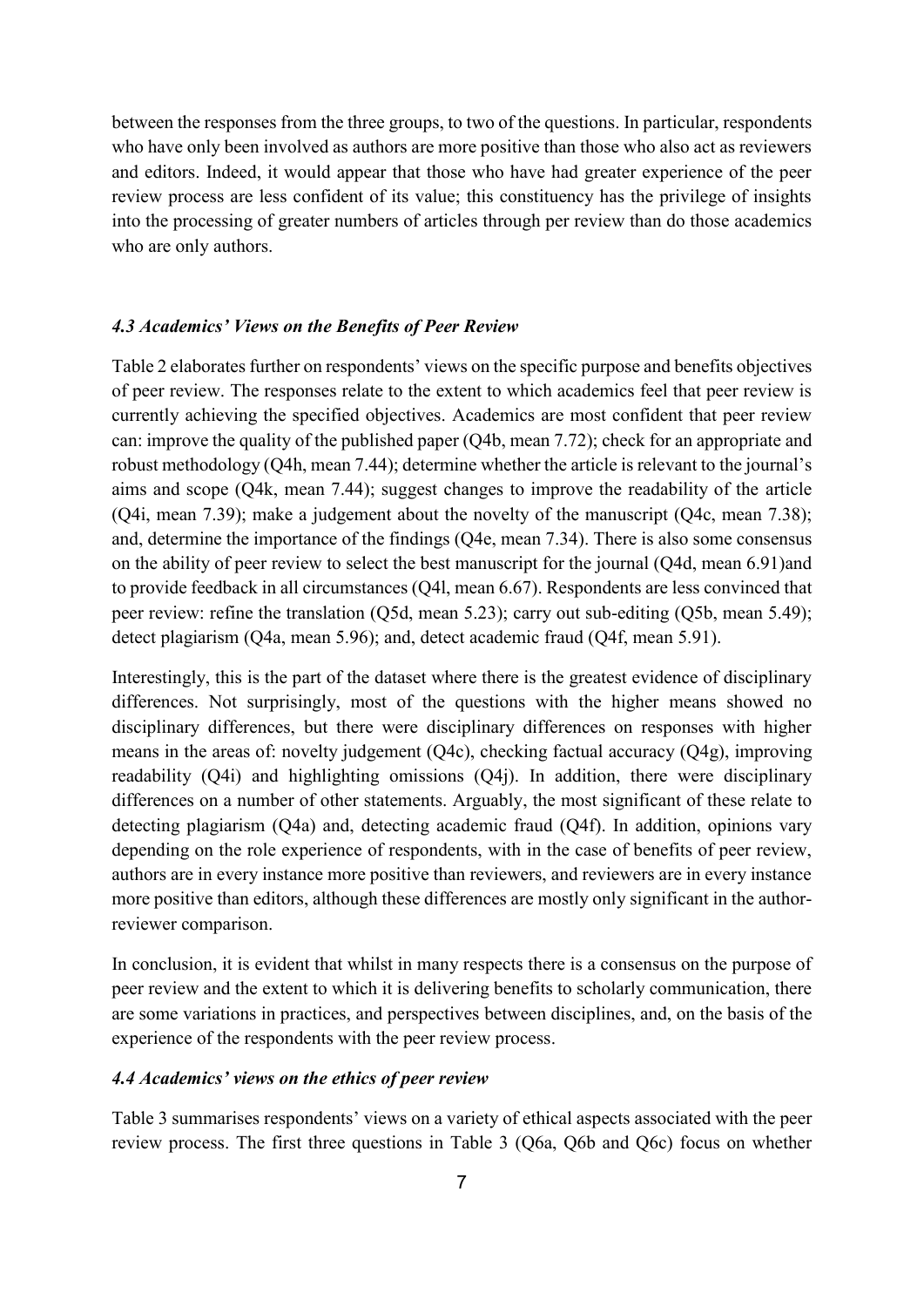between the responses from the three groups, to two of the questions. In particular, respondents who have only been involved as authors are more positive than those who also act as reviewers and editors. Indeed, it would appear that those who have had greater experience of the peer review process are less confident of its value; this constituency has the privilege of insights into the processing of greater numbers of articles through per review than do those academics who are only authors.

### *4.3 Academics' Views on the Benefits of Peer Review*

Table 2 elaborates further on respondents' views on the specific purpose and benefits objectives of peer review. The responses relate to the extent to which academics feel that peer review is currently achieving the specified objectives. Academics are most confident that peer review can: improve the quality of the published paper (Q4b, mean 7.72); check for an appropriate and robust methodology (Q4h, mean 7.44); determine whether the article is relevant to the journal's aims and scope (Q4k, mean 7.44); suggest changes to improve the readability of the article (Q4i, mean 7.39); make a judgement about the novelty of the manuscript (Q4c, mean 7.38); and, determine the importance of the findings (Q4e, mean 7.34). There is also some consensus on the ability of peer review to select the best manuscript for the journal (Q4d, mean 6.91)and to provide feedback in all circumstances (Q4l, mean 6.67). Respondents are less convinced that peer review: refine the translation (Q5d, mean 5.23); carry out sub-editing (Q5b, mean 5.49); detect plagiarism (Q4a, mean 5.96); and, detect academic fraud (Q4f, mean 5.91).

Interestingly, this is the part of the dataset where there is the greatest evidence of disciplinary differences. Not surprisingly, most of the questions with the higher means showed no disciplinary differences, but there were disciplinary differences on responses with higher means in the areas of: novelty judgement (Q4c), checking factual accuracy (Q4g), improving readability (Q4i) and highlighting omissions (Q4j). In addition, there were disciplinary differences on a number of other statements. Arguably, the most significant of these relate to detecting plagiarism (Q4a) and, detecting academic fraud (Q4f). In addition, opinions vary depending on the role experience of respondents, with in the case of benefits of peer review, authors are in every instance more positive than reviewers, and reviewers are in every instance more positive than editors, although these differences are mostly only significant in the author-reviewer comparison.

In conclusion, it is evident that whilst in many respects there is a consensus on the purpose of peer review and the extent to which it is delivering benefits to scholarly communication, there are some variations in practices, and perspectives between disciplines, and, on the basis of the experience of the respondents with the peer review process.

### *4.4 Academics' views on the ethics of peer review*

Table 3 summarises respondents' views on a variety of ethical aspects associated with the peer review process. The first three questions in Table 3 (Q6a, Q6b and Q6c) focus on whether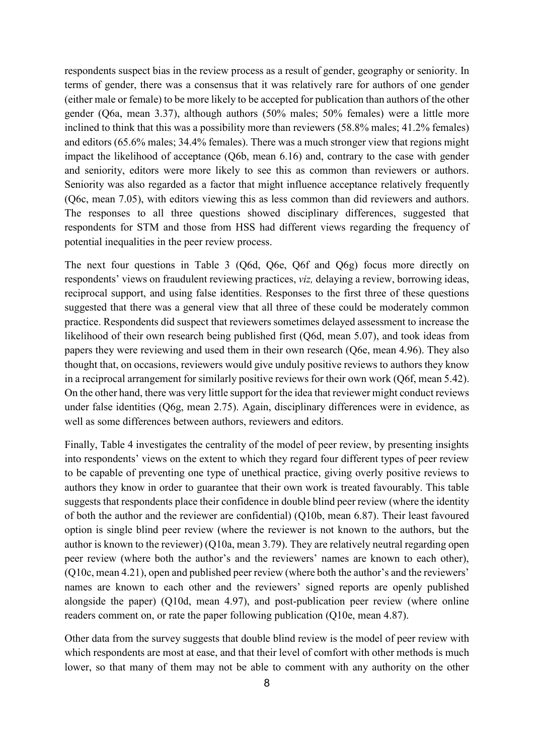respondents suspect bias in the review process as a result of gender, geography or seniority. In terms of gender, there was a consensus that it was relatively rare for authors of one gender (either male or female) to be more likely to be accepted for publication than authors of the other gender (Q6a, mean 3.37), although authors (50% males; 50% females) were a little more inclined to think that this was a possibility more than reviewers (58.8% males; 41.2% females) and editors (65.6% males; 34.4% females). There was a much stronger view that regions might impact the likelihood of acceptance (Q6b, mean 6.16) and, contrary to the case with gender and seniority, editors were more likely to see this as common than reviewers or authors. Seniority was also regarded as a factor that might influence acceptance relatively frequently (Q6c, mean 7.05), with editors viewing this as less common than did reviewers and authors. The responses to all three questions showed disciplinary differences, suggested that respondents for STM and those from HSS had different views regarding the frequency of potential inequalities in the peer review process.

The next four questions in Table 3 (Q6d, Q6e, Q6f and Q6g) focus more directly on respondents' views on fraudulent reviewing practices, *viz,* delaying a review, borrowing ideas, reciprocal support, and using false identities. Responses to the first three of these questions suggested that there was a general view that all three of these could be moderately common practice. Respondents did suspect that reviewers sometimes delayed assessment to increase the likelihood of their own research being published first (Q6d, mean 5.07), and took ideas from papers they were reviewing and used them in their own research (Q6e, mean 4.96). They also thought that, on occasions, reviewers would give unduly positive reviews to authors they know in a reciprocal arrangement for similarly positive reviews for their own work (Q6f, mean 5.42). On the other hand, there was very little support for the idea that reviewer might conduct reviews under false identities (Q6g, mean 2.75). Again, disciplinary differences were in evidence, as well as some differences between authors, reviewers and editors.

Finally, Table 4 investigates the centrality of the model of peer review, by presenting insights into respondents' views on the extent to which they regard four different types of peer review to be capable of preventing one type of unethical practice, giving overly positive reviews to authors they know in order to guarantee that their own work is treated favourably. This table suggests that respondents place their confidence in double blind peer review (where the identity of both the author and the reviewer are confidential) (Q10b, mean 6.87). Their least favoured option is single blind peer review (where the reviewer is not known to the authors, but the author is known to the reviewer) (Q10a, mean 3.79). They are relatively neutral regarding open peer review (where both the author's and the reviewers' names are known to each other), (Q10c, mean 4.21), open and published peer review (where both the author's and the reviewers' names are known to each other and the reviewers' signed reports are openly published alongside the paper) (Q10d, mean 4.97), and post-publication peer review (where online readers comment on, or rate the paper following publication (Q10e, mean 4.87).

Other data from the survey suggests that double blind review is the model of peer review with which respondents are most at ease, and that their level of comfort with other methods is much lower, so that many of them may not be able to comment with any authority on the other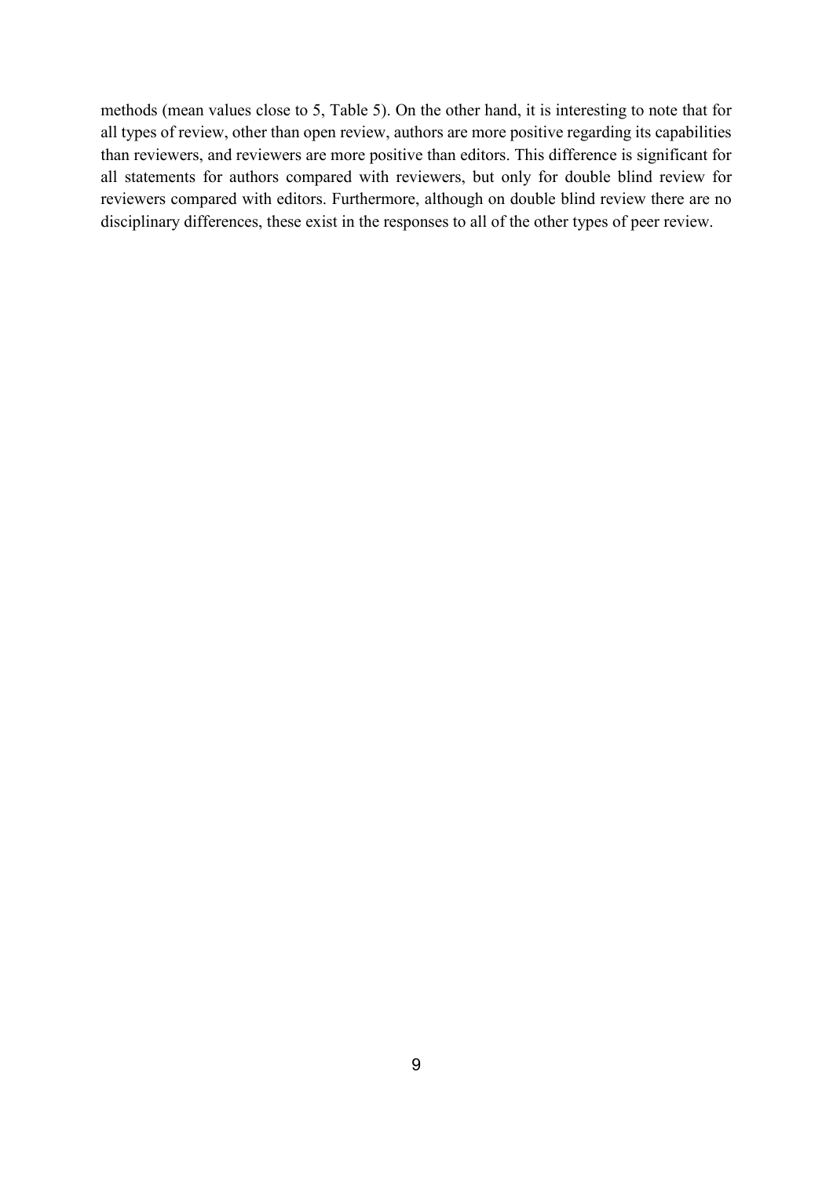methods (mean values close to 5, Table 5). On the other hand, it is interesting to note that for all types of review, other than open review, authors are more positive regarding its capabilities than reviewers, and reviewers are more positive than editors. This difference is significant for all statements for authors compared with reviewers, but only for double blind review for reviewers compared with editors. Furthermore, although on double blind review there are no disciplinary differences, these exist in the responses to all of the other types of peer review.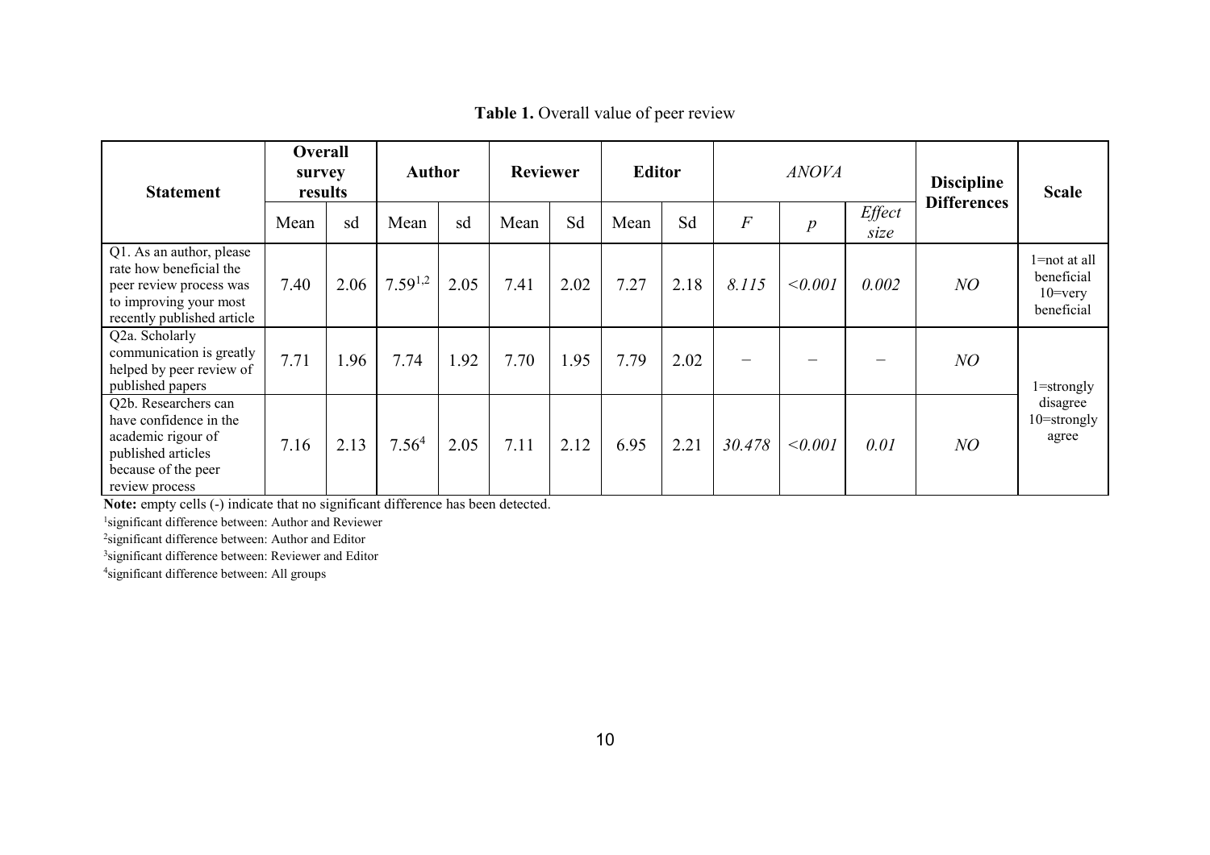**Table 1.** Overall value of peer review

| Statement | Overall survey results | | Author | | Reviewer | | Editor | | *ANOVA* | | | Discipline Differences | Scale |
|---|---|---|---|---|---|---|---|---|---|---|---|---|---|
| | Mean | sd | Mean | sd | Mean | Sd | Mean | Sd | $F$ | $p$ | *Effect size* | | |
| Q1. As an author, please rate how beneficial the peer review process was to improving your most recently published article | 7.40 | 2.06 | 7.59[1,2] | 2.05 | 7.41 | 2.02 | 7.27 | 2.18 | *8.115* | *<0.001* | *0.002* | *NO* | 1=not at all beneficial 10=very beneficial |
| Q2a. Scholarly communication is greatly helped by peer review of published papers | 7.71 | 1.96 | 7.74 | 1.92 | 7.70 | 1.95 | 7.79 | 2.02 | – | – | – | *NO* | 1=strongly disagree 10=strongly agree |
| Q2b. Researchers can have confidence in the academic rigour of published articles because of the peer review process | 7.16 | 2.13 | 7.56[4] | 2.05 | 7.11 | 2.12 | 6.95 | 2.21 | *30.478* | *<0.001* | *0.01* | *NO* | |

**Note:** empty cells (-) indicate that no significant difference has been detected.

[1]significant difference between: Author and Reviewer

[2]significant difference between: Author and Editor

[3]significant difference between: Reviewer and Editor

[4]significant difference between: All groups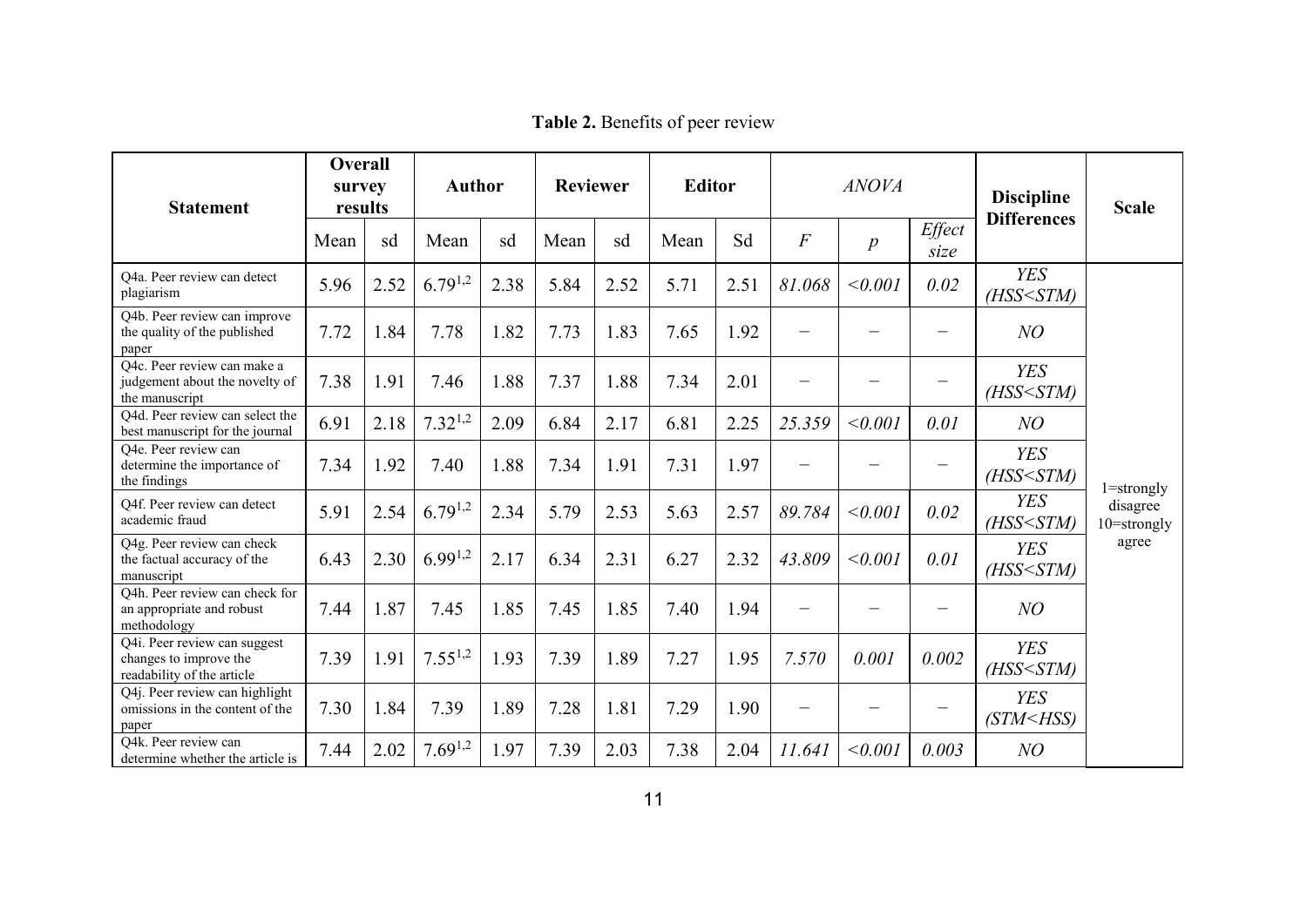**Table 2.** Benefits of peer review

| Statement | Overall survey results | | Author | | Reviewer | | Editor | | *ANOVA* | | | Discipline Differences | Scale |
|---|---|---|---|---|---|---|---|---|---|---|---|---|---|
| | Mean | sd | Mean | sd | Mean | sd | Mean | Sd | $F$ | $p$ | *Effect size* | | |
| Q4a. Peer review can detect plagiarism | 5.96 | 2.52 | 6.79[1,2] | 2.38 | 5.84 | 2.52 | 5.71 | 2.51 | *81.068* | *<0.001* | *0.02* | *YES (HSS<STM)* | 1=strongly disagree 10=strongly agree |
| Q4b. Peer review can improve the quality of the published paper | 7.72 | 1.84 | 7.78 | 1.82 | 7.73 | 1.83 | 7.65 | 1.92 | – | – | – | *NO* | |
| Q4c. Peer review can make a judgement about the novelty of the manuscript | 7.38 | 1.91 | 7.46 | 1.88 | 7.37 | 1.88 | 7.34 | 2.01 | – | – | – | *YES (HSS<STM)* | |
| Q4d. Peer review can select the best manuscript for the journal | 6.91 | 2.18 | 7.32[1,2] | 2.09 | 6.84 | 2.17 | 6.81 | 2.25 | *25.359* | *<0.001* | *0.01* | *NO* | |
| Q4e. Peer review can determine the importance of the findings | 7.34 | 1.92 | 7.40 | 1.88 | 7.34 | 1.91 | 7.31 | 1.97 | – | – | – | *YES (HSS<STM)* | |
| Q4f. Peer review can detect academic fraud | 5.91 | 2.54 | 6.79[1,2] | 2.34 | 5.79 | 2.53 | 5.63 | 2.57 | *89.784* | *<0.001* | *0.02* | *YES (HSS<STM)* | |
| Q4g. Peer review can check the factual accuracy of the manuscript | 6.43 | 2.30 | 6.99[1,2] | 2.17 | 6.34 | 2.31 | 6.27 | 2.32 | *43.809* | *<0.001* | *0.01* | *YES (HSS<STM)* | |
| Q4h. Peer review can check for an appropriate and robust methodology | 7.44 | 1.87 | 7.45 | 1.85 | 7.45 | 1.85 | 7.40 | 1.94 | – | – | – | *NO* | |
| Q4i. Peer review can suggest changes to improve the readability of the article | 7.39 | 1.91 | 7.55[1,2] | 1.93 | 7.39 | 1.89 | 7.27 | 1.95 | *7.570* | *0.001* | *0.002* | *YES (HSS<STM)* | |
| Q4j. Peer review can highlight omissions in the content of the paper | 7.30 | 1.84 | 7.39 | 1.89 | 7.28 | 1.81 | 7.29 | 1.90 | – | – | – | *YES (STM<HSS)* | |
| Q4k. Peer review can determine whether the article is | 7.44 | 2.02 | 7.69[1,2] | 1.97 | 7.39 | 2.03 | 7.38 | 2.04 | *11.641* | *<0.001* | *0.003* | *NO* | |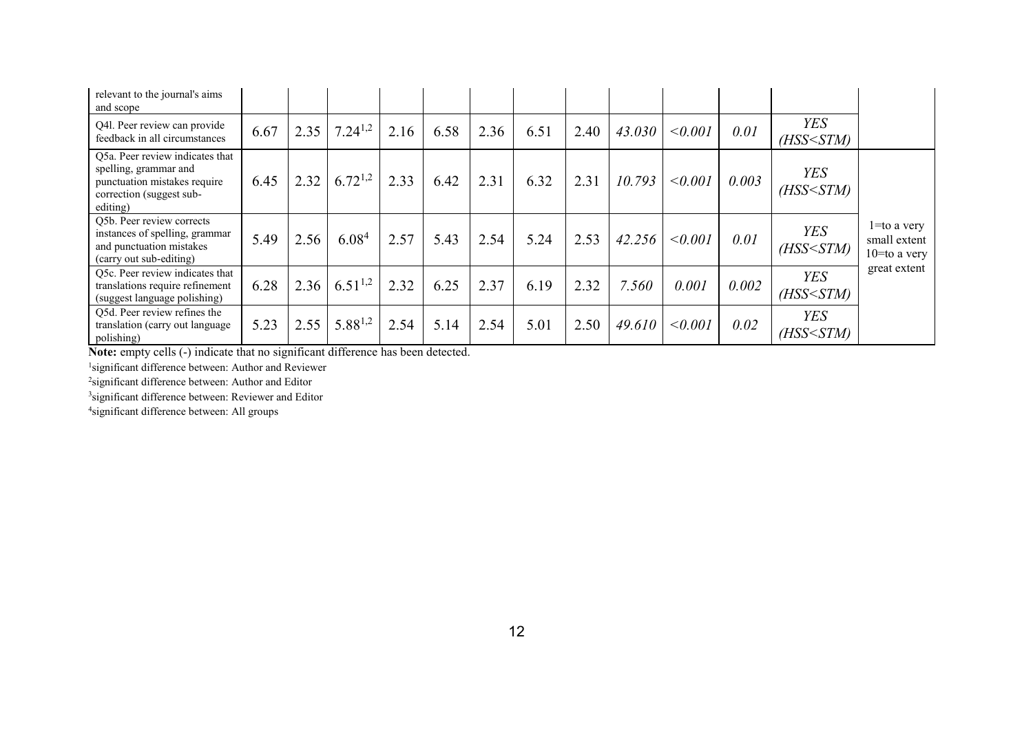| | | | | | | | | | | | | | |
|---|---|---|---|---|---|---|---|---|---|---|---|---|---|
| relevant to the journal's aims and scope | | | | | | | | | | | | | |
| Q4l. Peer review can provide feedback in all circumstances | 6.67 | 2.35 | 7.24[1,2] | 2.16 | 6.58 | 2.36 | 6.51 | 2.40 | *43.030* | *<0.001* | *0.01* | *YES (HSS<STM)* | |
| Q5a. Peer review indicates that spelling, grammar and punctuation mistakes require correction (suggest sub-editing) | 6.45 | 2.32 | 6.72[1,2] | 2.33 | 6.42 | 2.31 | 6.32 | 2.31 | *10.793* | *<0.001* | *0.003* | *YES (HSS<STM)* | 1=to a very small extent 10=to a very great extent |
| Q5b. Peer review corrects instances of spelling, grammar and punctuation mistakes (carry out sub-editing) | 5.49 | 2.56 | 6.08[4] | 2.57 | 5.43 | 2.54 | 5.24 | 2.53 | *42.256* | *<0.001* | *0.01* | *YES (HSS<STM)* | |
| Q5c. Peer review indicates that translations require refinement (suggest language polishing) | 6.28 | 2.36 | 6.51[1,2] | 2.32 | 6.25 | 2.37 | 6.19 | 2.32 | *7.560* | *0.001* | *0.002* | *YES (HSS<STM)* | |
| Q5d. Peer review refines the translation (carry out language polishing) | 5.23 | 2.55 | 5.88[1,2] | 2.54 | 5.14 | 2.54 | 5.01 | 2.50 | *49.610* | *<0.001* | *0.02* | *YES (HSS<STM)* | |

**Note:** empty cells (-) indicate that no significant difference has been detected.

[1]significant difference between: Author and Reviewer

[2]significant difference between: Author and Editor

[3]significant difference between: Reviewer and Editor

[4]significant difference between: All groups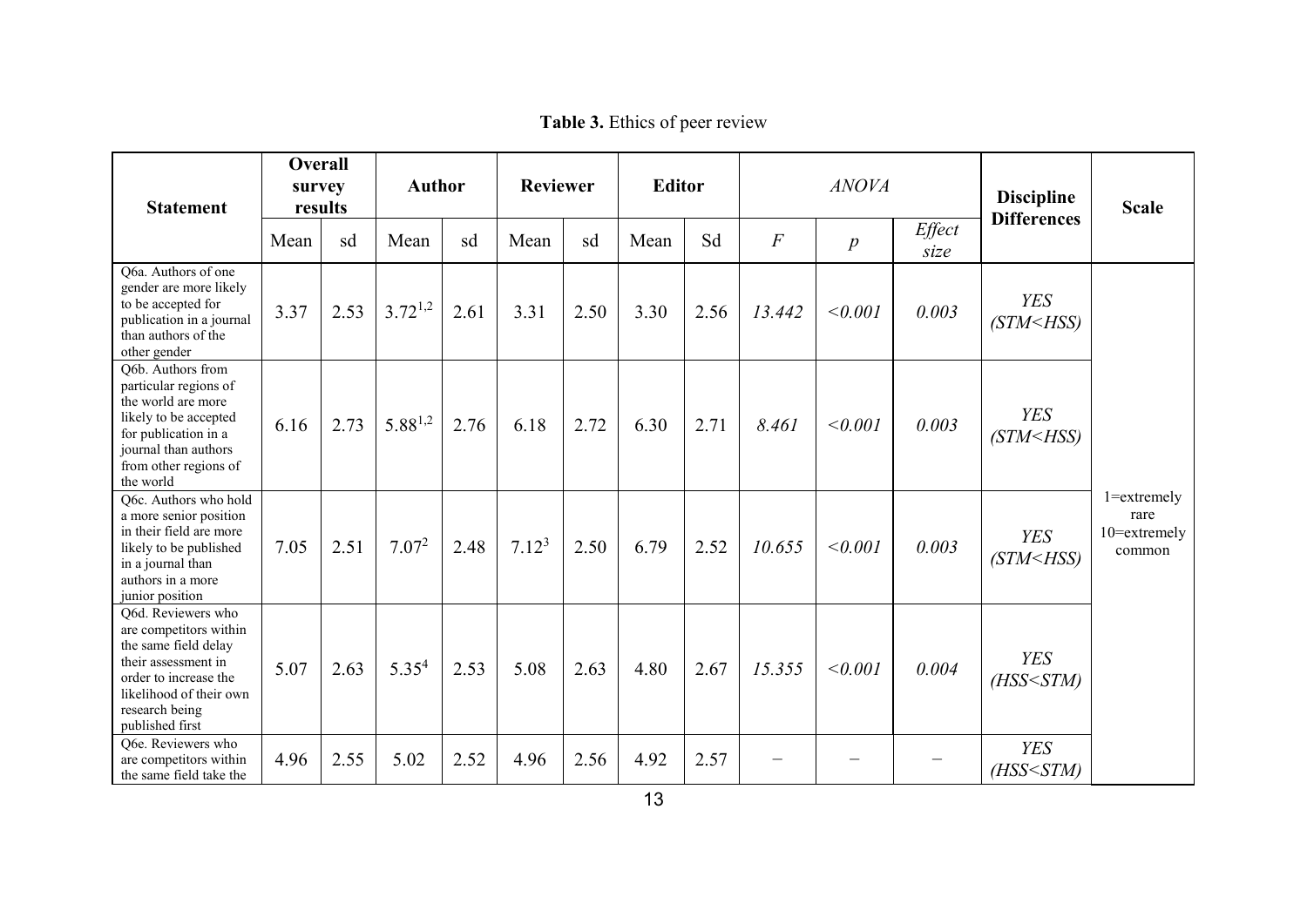**Table 3.** Ethics of peer review

| Statement | Overall survey results | | Author | | Reviewer | | Editor | | *ANOVA* | | | Discipline Differences | Scale |
|---|---|---|---|---|---|---|---|---|---|---|---|---|---|
| | Mean | sd | Mean | sd | Mean | sd | Mean | Sd | $F$ | $p$ | *Effect size* | | |
| Q6a. Authors of one gender are more likely to be accepted for publication in a journal than authors of the other gender | 3.37 | 2.53 | 3.72[1,2] | 2.61 | 3.31 | 2.50 | 3.30 | 2.56 | *13.442* | *<0.001* | *0.003* | *YES (STM<HSS)* | 1=extremely rare 10=extremely common |
| Q6b. Authors from particular regions of the world are more likely to be accepted for publication in a journal than authors from other regions of the world | 6.16 | 2.73 | 5.88[1,2] | 2.76 | 6.18 | 2.72 | 6.30 | 2.71 | *8.461* | *<0.001* | *0.003* | *YES (STM<HSS)* | |
| Q6c. Authors who hold a more senior position in their field are more likely to be published in a journal than authors in a more junior position | 7.05 | 2.51 | 7.07[2] | 2.48 | 7.12[3] | 2.50 | 6.79 | 2.52 | *10.655* | *<0.001* | *0.003* | *YES (STM<HSS)* | |
| Q6d. Reviewers who are competitors within the same field delay their assessment in order to increase the likelihood of their own research being published first | 5.07 | 2.63 | 5.35[4] | 2.53 | 5.08 | 2.63 | 4.80 | 2.67 | *15.355* | *<0.001* | *0.004* | *YES (HSS<STM)* | |
| Q6e. Reviewers who are competitors within the same field take the | 4.96 | 2.55 | 5.02 | 2.52 | 4.96 | 2.56 | 4.92 | 2.57 | – | – | – | *YES (HSS<STM)* | |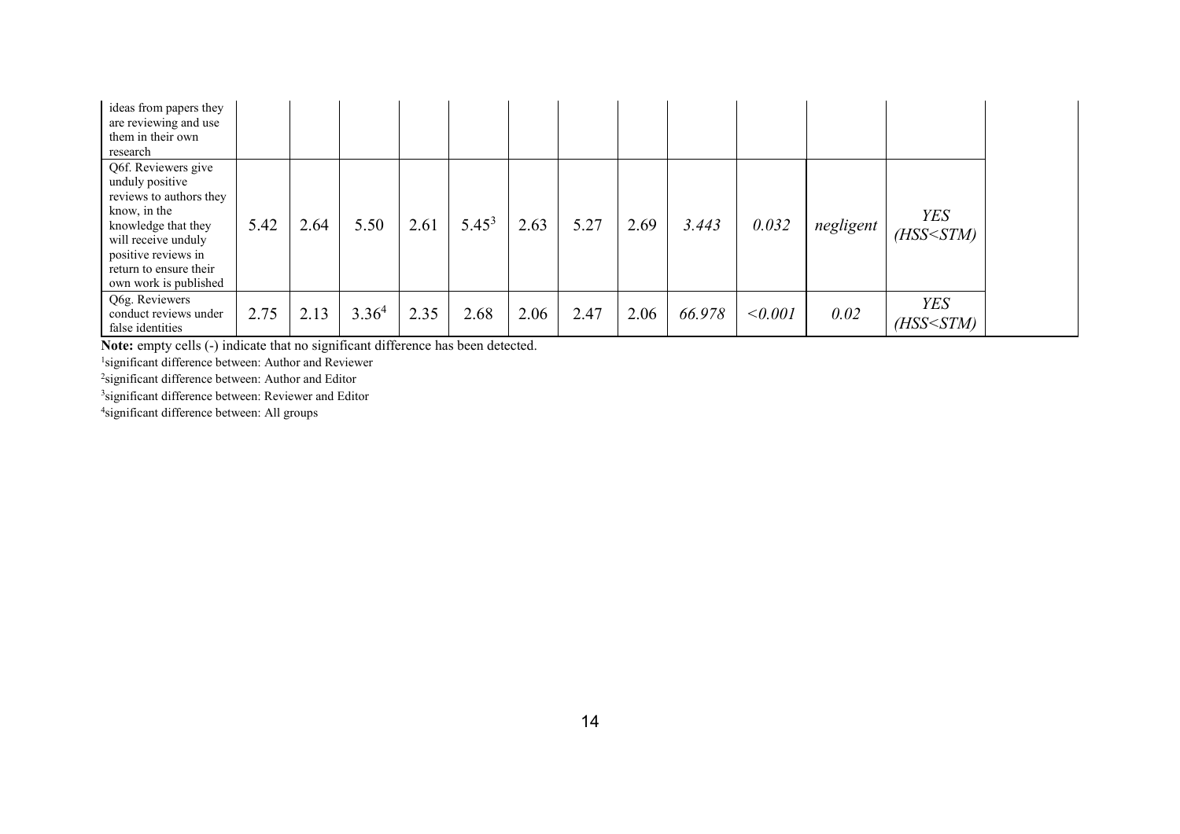| | | | | | | | | | | | | | |
|---|---|---|---|---|---|---|---|---|---|---|---|---|---|
| ideas from papers they are reviewing and use them in their own research | | | | | | | | | | | | | |
| Q6f. Reviewers give unduly positive reviews to authors they know, in the knowledge that they will receive unduly positive reviews in return to ensure their own work is published | 5.42 | 2.64 | 5.50 | 2.61 | 5.45[3] | 2.63 | 5.27 | 2.69 | *3.443* | *0.032* | *negligent* | *YES (HSS<STM)* | |
| Q6g. Reviewers conduct reviews under false identities | 2.75 | 2.13 | 3.36[4] | 2.35 | 2.68 | 2.06 | 2.47 | 2.06 | *66.978* | *<0.001* | *0.02* | *YES (HSS<STM)* | |

**Note:** empty cells (-) indicate that no significant difference has been detected.

[1]significant difference between: Author and Reviewer

[2]significant difference between: Author and Editor

[3]significant difference between: Reviewer and Editor

[4]significant difference between: All groups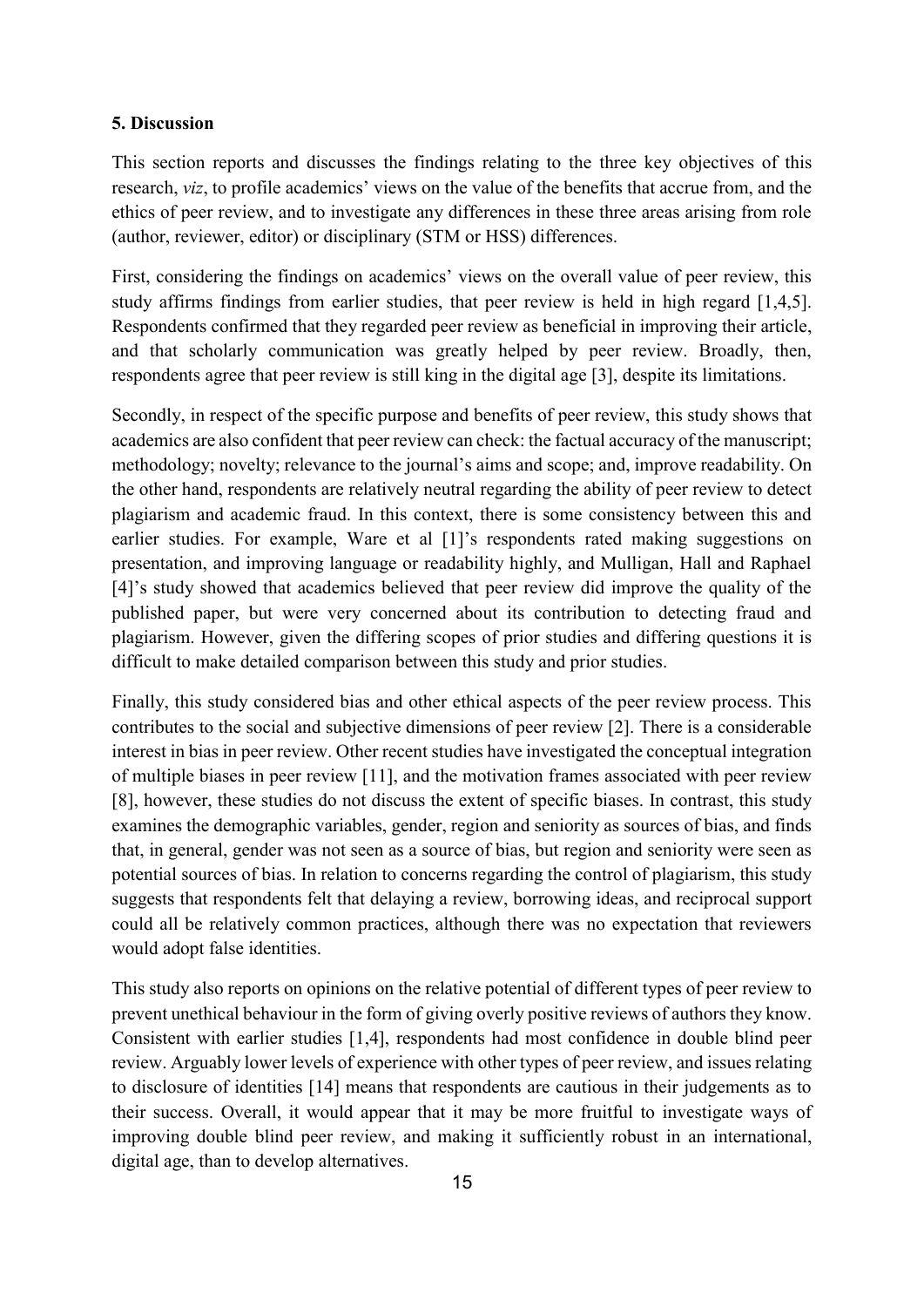**5. Discussion**

This section reports and discusses the findings relating to the three key objectives of this research, *viz*, to profile academics' views on the value of the benefits that accrue from, and the ethics of peer review, and to investigate any differences in these three areas arising from role (author, reviewer, editor) or disciplinary (STM or HSS) differences.

First, considering the findings on academics' views on the overall value of peer review, this study affirms findings from earlier studies, that peer review is held in high regard [1,4,5]. Respondents confirmed that they regarded peer review as beneficial in improving their article, and that scholarly communication was greatly helped by peer review. Broadly, then, respondents agree that peer review is still king in the digital age [3], despite its limitations.

Secondly, in respect of the specific purpose and benefits of peer review, this study shows that academics are also confident that peer review can check: the factual accuracy of the manuscript; methodology; novelty; relevance to the journal's aims and scope; and, improve readability. On the other hand, respondents are relatively neutral regarding the ability of peer review to detect plagiarism and academic fraud. In this context, there is some consistency between this and earlier studies. For example, Ware et al [1]'s respondents rated making suggestions on presentation, and improving language or readability highly, and Mulligan, Hall and Raphael [4]'s study showed that academics believed that peer review did improve the quality of the published paper, but were very concerned about its contribution to detecting fraud and plagiarism. However, given the differing scopes of prior studies and differing questions it is difficult to make detailed comparison between this study and prior studies.

Finally, this study considered bias and other ethical aspects of the peer review process. This contributes to the social and subjective dimensions of peer review [2]. There is a considerable interest in bias in peer review. Other recent studies have investigated the conceptual integration of multiple biases in peer review [11], and the motivation frames associated with peer review [8], however, these studies do not discuss the extent of specific biases. In contrast, this study examines the demographic variables, gender, region and seniority as sources of bias, and finds that, in general, gender was not seen as a source of bias, but region and seniority were seen as potential sources of bias. In relation to concerns regarding the control of plagiarism, this study suggests that respondents felt that delaying a review, borrowing ideas, and reciprocal support could all be relatively common practices, although there was no expectation that reviewers would adopt false identities.

This study also reports on opinions on the relative potential of different types of peer review to prevent unethical behaviour in the form of giving overly positive reviews of authors they know. Consistent with earlier studies [1,4], respondents had most confidence in double blind peer review. Arguably lower levels of experience with other types of peer review, and issues relating to disclosure of identities [14] means that respondents are cautious in their judgements as to their success. Overall, it would appear that it may be more fruitful to investigate ways of improving double blind peer review, and making it sufficiently robust in an international, digital age, than to develop alternatives.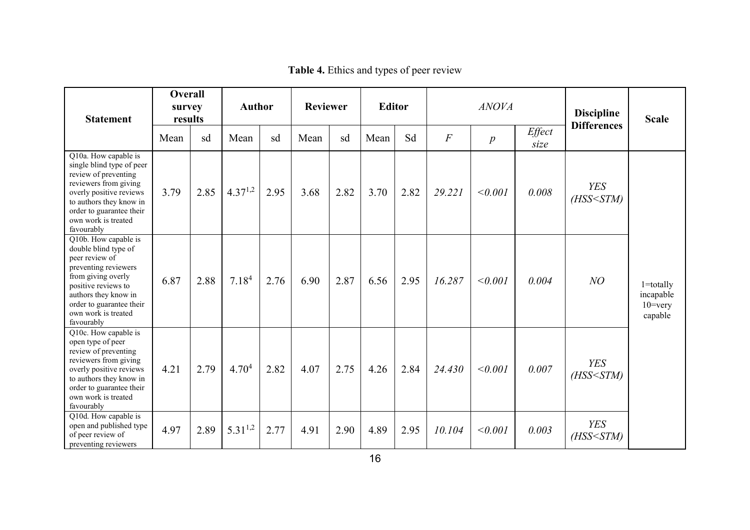**Table 4.** Ethics and types of peer review

| Statement | Overall survey results | | Author | | Reviewer | | Editor | | *ANOVA* | | | Discipline Differences | Scale |
|---|---|---|---|---|---|---|---|---|---|---|---|---|---|
| | Mean | sd | Mean | sd | Mean | sd | Mean | Sd | *F* | *p* | *Effect size* | | |
| Q10a. How capable is single blind type of peer review of preventing reviewers from giving overly positive reviews to authors they know in order to guarantee their own work is treated favourably | 3.79 | 2.85 | 4.37[1,2] | 2.95 | 3.68 | 2.82 | 3.70 | 2.82 | *29.221* | *<0.001* | *0.008* | *YES (HSS<STM)* | 1=totally incapable 10=very capable |
| Q10b. How capable is double blind type of peer review of preventing reviewers from giving overly positive reviews to authors they know in order to guarantee their own work is treated favourably | 6.87 | 2.88 | 7.18[4] | 2.76 | 6.90 | 2.87 | 6.56 | 2.95 | *16.287* | *<0.001* | *0.004* | *NO* | |
| Q10c. How capable is open type of peer review of preventing reviewers from giving overly positive reviews to authors they know in order to guarantee their own work is treated favourably | 4.21 | 2.79 | 4.70[4] | 2.82 | 4.07 | 2.75 | 4.26 | 2.84 | *24.430* | *<0.001* | *0.007* | *YES (HSS<STM)* | |
| Q10d. How capable is open and published type of peer review of preventing reviewers | 4.97 | 2.89 | 5.31[1,2] | 2.77 | 4.91 | 2.90 | 4.89 | 2.95 | *10.104* | *<0.001* | *0.003* | *YES (HSS<STM)* | |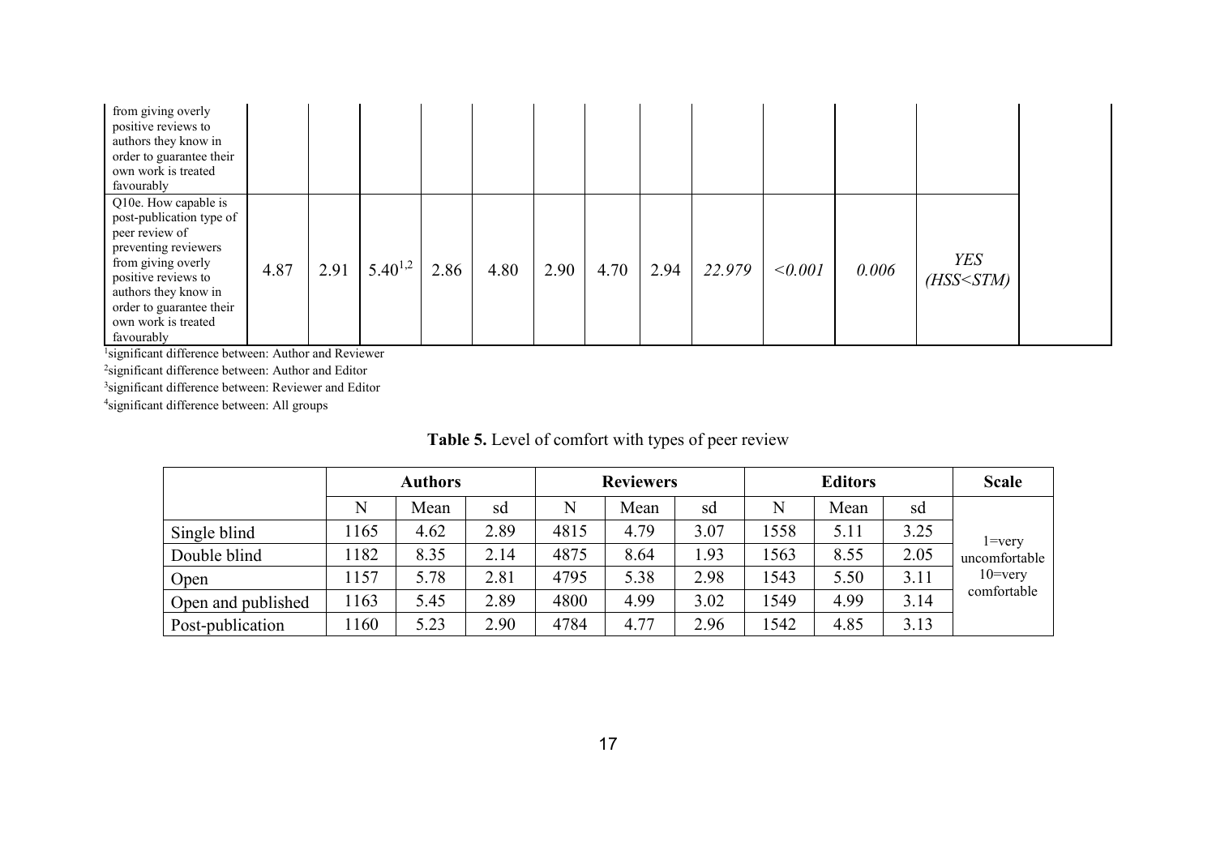| | | | | | | | | | | | | | |
|---|---|---|---|---|---|---|---|---|---|---|---|---|---|
| from giving overly positive reviews to authors they know in order to guarantee their own work is treated favourably | | | | | | | | | | | | | |
| Q10e. How capable is post-publication type of peer review of preventing reviewers from giving overly positive reviews to authors they know in order to guarantee their own work is treated favourably | 4.87 | 2.91 | 5.40[1,2] | 2.86 | 4.80 | 2.90 | 4.70 | 2.94 | *22.979* | *<0.001* | *0.006* | *YES (HSS<STM)* | |

[1]significant difference between: Author and Reviewer
[2]significant difference between: Author and Editor
[3]significant difference between: Reviewer and Editor
[4]significant difference between: All groups

**Table 5.** Level of comfort with types of peer review

| | Authors | | | Reviewers | | | Editors | | | Scale |
|---|---|---|---|---|---|---|---|---|---|---|
| | N | Mean | sd | N | Mean | sd | N | Mean | sd | |
| Single blind | 1165 | 4.62 | 2.89 | 4815 | 4.79 | 3.07 | 1558 | 5.11 | 3.25 | 1=very uncomfortable 10=very comfortable |
| Double blind | 1182 | 8.35 | 2.14 | 4875 | 8.64 | 1.93 | 1563 | 8.55 | 2.05 | |
| Open | 1157 | 5.78 | 2.81 | 4795 | 5.38 | 2.98 | 1543 | 5.50 | 3.11 | |
| Open and published | 1163 | 5.45 | 2.89 | 4800 | 4.99 | 3.02 | 1549 | 4.99 | 3.14 | |
| Post-publication | 1160 | 5.23 | 2.90 | 4784 | 4.77 | 2.96 | 1542 | 4.85 | 3.13 | |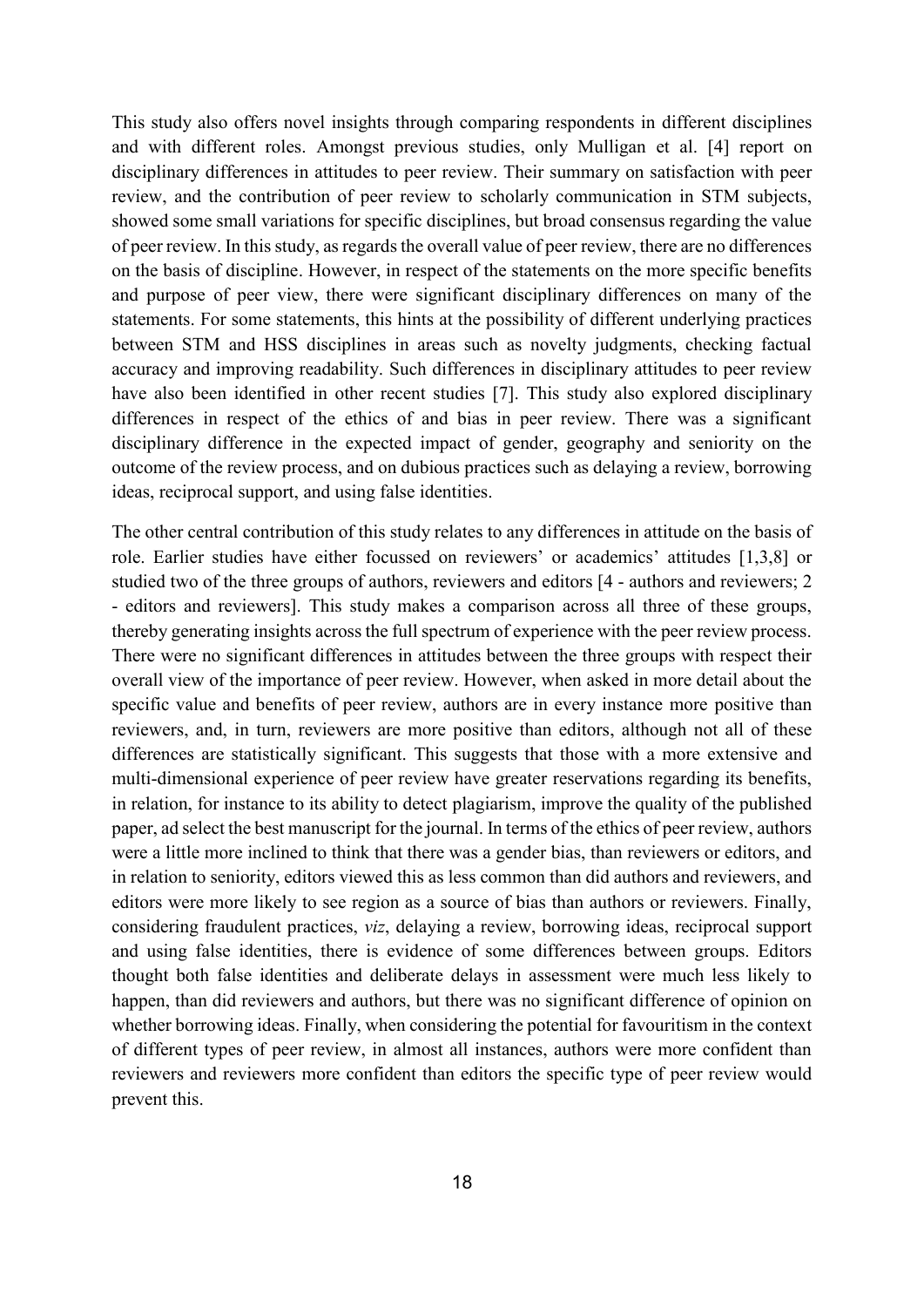This study also offers novel insights through comparing respondents in different disciplines and with different roles. Amongst previous studies, only Mulligan et al. [4] report on disciplinary differences in attitudes to peer review. Their summary on satisfaction with peer review, and the contribution of peer review to scholarly communication in STM subjects, showed some small variations for specific disciplines, but broad consensus regarding the value of peer review. In this study, as regards the overall value of peer review, there are no differences on the basis of discipline. However, in respect of the statements on the more specific benefits and purpose of peer view, there were significant disciplinary differences on many of the statements. For some statements, this hints at the possibility of different underlying practices between STM and HSS disciplines in areas such as novelty judgments, checking factual accuracy and improving readability. Such differences in disciplinary attitudes to peer review have also been identified in other recent studies [7]. This study also explored disciplinary differences in respect of the ethics of and bias in peer review. There was a significant disciplinary difference in the expected impact of gender, geography and seniority on the outcome of the review process, and on dubious practices such as delaying a review, borrowing ideas, reciprocal support, and using false identities.

The other central contribution of this study relates to any differences in attitude on the basis of role. Earlier studies have either focussed on reviewers' or academics' attitudes [1,3,8] or studied two of the three groups of authors, reviewers and editors [4 - authors and reviewers; 2 - editors and reviewers]. This study makes a comparison across all three of these groups, thereby generating insights across the full spectrum of experience with the peer review process. There were no significant differences in attitudes between the three groups with respect their overall view of the importance of peer review. However, when asked in more detail about the specific value and benefits of peer review, authors are in every instance more positive than reviewers, and, in turn, reviewers are more positive than editors, although not all of these differences are statistically significant. This suggests that those with a more extensive and multi-dimensional experience of peer review have greater reservations regarding its benefits, in relation, for instance to its ability to detect plagiarism, improve the quality of the published paper, ad select the best manuscript for the journal. In terms of the ethics of peer review, authors were a little more inclined to think that there was a gender bias, than reviewers or editors, and in relation to seniority, editors viewed this as less common than did authors and reviewers, and editors were more likely to see region as a source of bias than authors or reviewers. Finally, considering fraudulent practices, *viz*, delaying a review, borrowing ideas, reciprocal support and using false identities, there is evidence of some differences between groups. Editors thought both false identities and deliberate delays in assessment were much less likely to happen, than did reviewers and authors, but there was no significant difference of opinion on whether borrowing ideas. Finally, when considering the potential for favouritism in the context of different types of peer review, in almost all instances, authors were more confident than reviewers and reviewers more confident than editors the specific type of peer review would prevent this.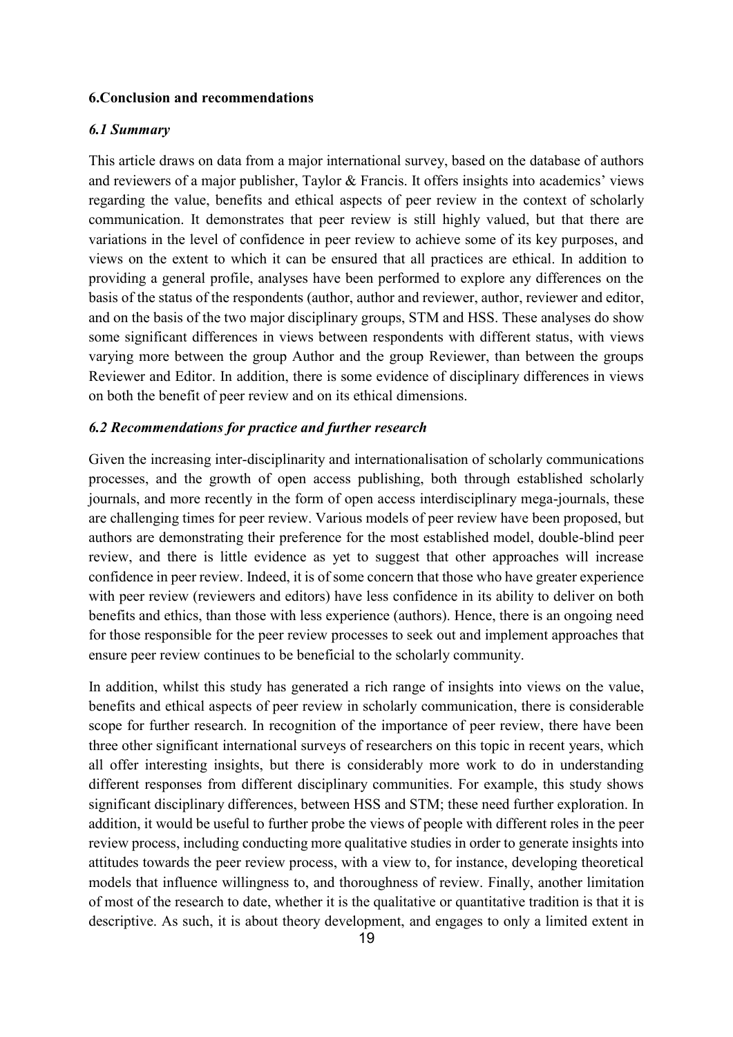## 6.Conclusion and recommendations

### *6.1 Summary*

This article draws on data from a major international survey, based on the database of authors and reviewers of a major publisher, Taylor & Francis. It offers insights into academics' views regarding the value, benefits and ethical aspects of peer review in the context of scholarly communication. It demonstrates that peer review is still highly valued, but that there are variations in the level of confidence in peer review to achieve some of its key purposes, and views on the extent to which it can be ensured that all practices are ethical. In addition to providing a general profile, analyses have been performed to explore any differences on the basis of the status of the respondents (author, author and reviewer, author, reviewer and editor, and on the basis of the two major disciplinary groups, STM and HSS. These analyses do show some significant differences in views between respondents with different status, with views varying more between the group Author and the group Reviewer, than between the groups Reviewer and Editor. In addition, there is some evidence of disciplinary differences in views on both the benefit of peer review and on its ethical dimensions.

### *6.2 Recommendations for practice and further research*

Given the increasing inter-disciplinarity and internationalisation of scholarly communications processes, and the growth of open access publishing, both through established scholarly journals, and more recently in the form of open access interdisciplinary mega-journals, these are challenging times for peer review. Various models of peer review have been proposed, but authors are demonstrating their preference for the most established model, double-blind peer review, and there is little evidence as yet to suggest that other approaches will increase confidence in peer review. Indeed, it is of some concern that those who have greater experience with peer review (reviewers and editors) have less confidence in its ability to deliver on both benefits and ethics, than those with less experience (authors). Hence, there is an ongoing need for those responsible for the peer review processes to seek out and implement approaches that ensure peer review continues to be beneficial to the scholarly community.

In addition, whilst this study has generated a rich range of insights into views on the value, benefits and ethical aspects of peer review in scholarly communication, there is considerable scope for further research. In recognition of the importance of peer review, there have been three other significant international surveys of researchers on this topic in recent years, which all offer interesting insights, but there is considerably more work to do in understanding different responses from different disciplinary communities. For example, this study shows significant disciplinary differences, between HSS and STM; these need further exploration. In addition, it would be useful to further probe the views of people with different roles in the peer review process, including conducting more qualitative studies in order to generate insights into attitudes towards the peer review process, with a view to, for instance, developing theoretical models that influence willingness to, and thoroughness of review. Finally, another limitation of most of the research to date, whether it is the qualitative or quantitative tradition is that it is descriptive. As such, it is about theory development, and engages to only a limited extent in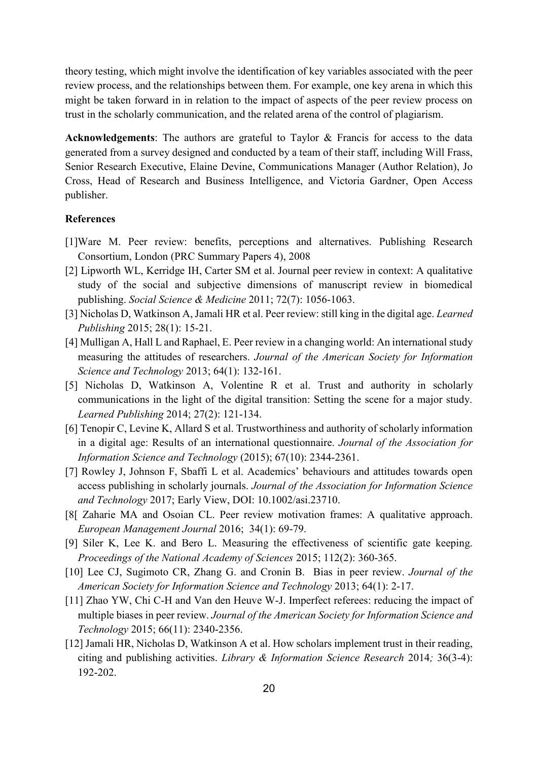theory testing, which might involve the identification of key variables associated with the peer review process, and the relationships between them. For example, one key arena in which this might be taken forward in in relation to the impact of aspects of the peer review process on trust in the scholarly communication, and the related arena of the control of plagiarism.

**Acknowledgements**: The authors are grateful to Taylor & Francis for access to the data generated from a survey designed and conducted by a team of their staff, including Will Frass, Senior Research Executive, Elaine Devine, Communications Manager (Author Relation), Jo Cross, Head of Research and Business Intelligence, and Victoria Gardner, Open Access publisher.

**References**

[1]Ware M. Peer review: benefits, perceptions and alternatives. Publishing Research Consortium, London (PRC Summary Papers 4), 2008

[2] Lipworth WL, Kerridge IH, Carter SM et al. Journal peer review in context: A qualitative study of the social and subjective dimensions of manuscript review in biomedical publishing. *Social Science & Medicine* 2011; 72(7): 1056-1063.

[3] Nicholas D, Watkinson A, Jamali HR et al. Peer review: still king in the digital age. *Learned Publishing* 2015; 28(1): 15-21.

[4] Mulligan A, Hall L and Raphael, E. Peer review in a changing world: An international study measuring the attitudes of researchers. *Journal of the American Society for Information Science and Technology* 2013; 64(1): 132-161.

[5] Nicholas D, Watkinson A, Volentine R et al. Trust and authority in scholarly communications in the light of the digital transition: Setting the scene for a major study. *Learned Publishing* 2014; 27(2): 121-134.

[6] Tenopir C, Levine K, Allard S et al. Trustworthiness and authority of scholarly information in a digital age: Results of an international questionnaire. *Journal of the Association for Information Science and Technology* (2015); 67(10): 2344-2361.

[7] Rowley J, Johnson F, Sbaffi L et al. Academics' behaviours and attitudes towards open access publishing in scholarly journals. *Journal of the Association for Information Science and Technology* 2017; Early View, DOI: 10.1002/asi.23710.

[8[ Zaharie MA and Osoian CL. Peer review motivation frames: A qualitative approach. *European Management Journal* 2016; 34(1): 69-79.

[9] Siler K, Lee K. and Bero L. Measuring the effectiveness of scientific gate keeping. *Proceedings of the National Academy of Sciences* 2015; 112(2): 360-365.

[10] Lee CJ, Sugimoto CR, Zhang G. and Cronin B. Bias in peer review. *Journal of the American Society for Information Science and Technology* 2013; 64(1): 2-17.

[11] Zhao YW, Chi C-H and Van den Heuve W-J. Imperfect referees: reducing the impact of multiple biases in peer review. *Journal of the American Society for Information Science and Technology* 2015; 66(11): 2340-2356.

[12] Jamali HR, Nicholas D, Watkinson A et al. How scholars implement trust in their reading, citing and publishing activities. *Library & Information Science Research* 2014*;* 36(3-4): 192-202.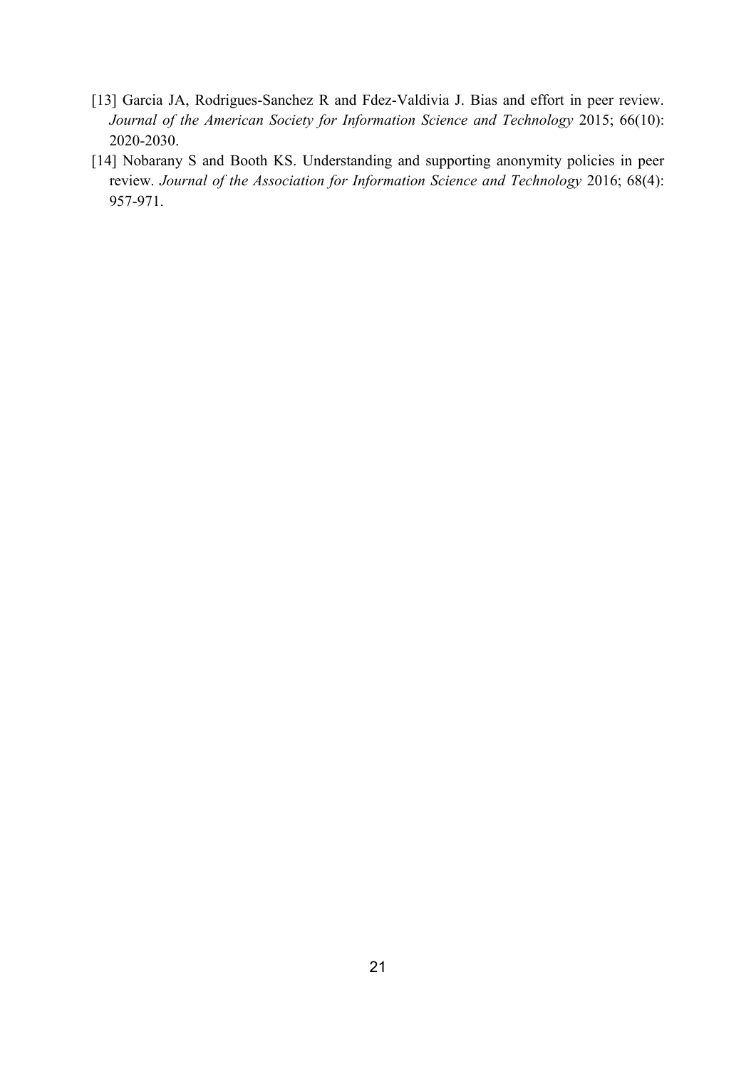[13] Garcia JA, Rodrigues-Sanchez R and Fdez-Valdivia J. Bias and effort in peer review. *Journal of the American Society for Information Science and Technology* 2015; 66(10): 2020-2030.

[14] Nobarany S and Booth KS. Understanding and supporting anonymity policies in peer review. *Journal of the Association for Information Science and Technology* 2016; 68(4): 957-971.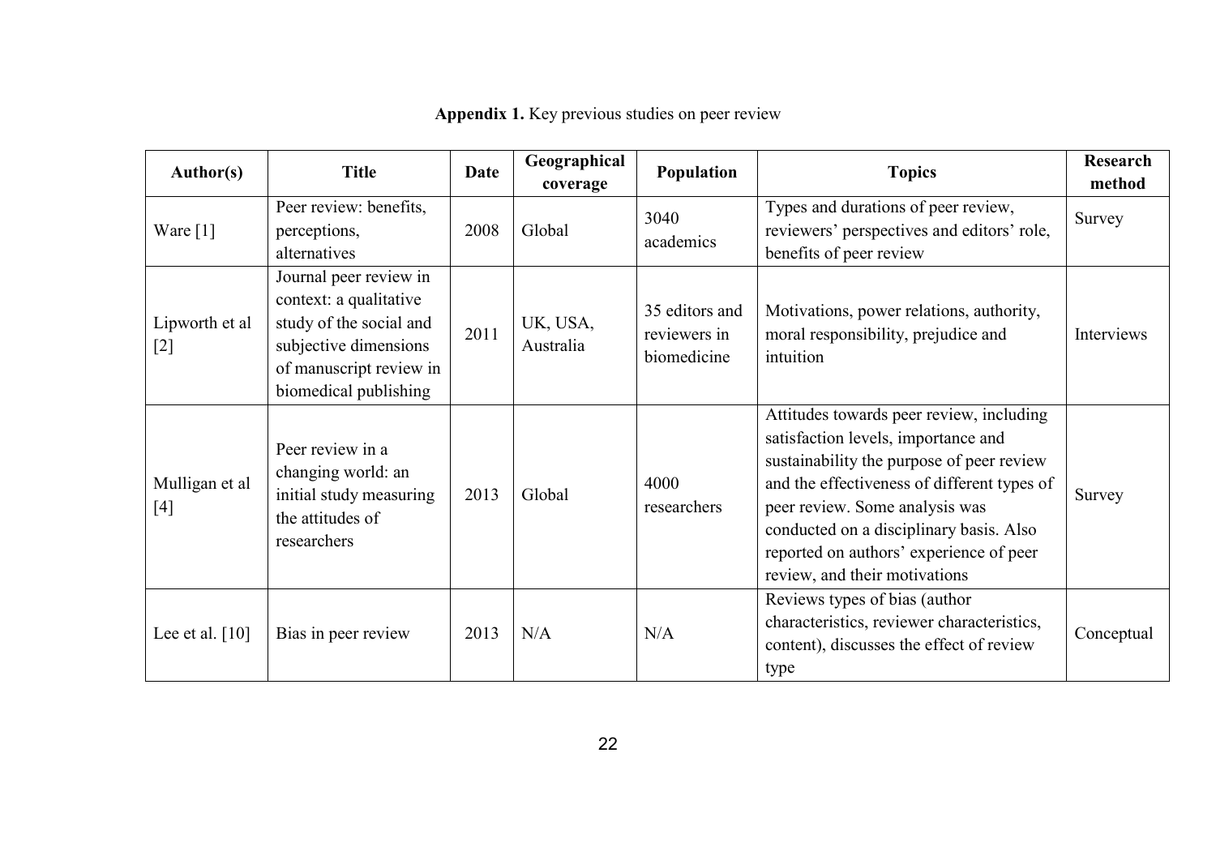**Appendix 1.** Key previous studies on peer review

| Author(s) | Title | Date | Geographical coverage | Population | Topics | Research method |
|---|---|---|---|---|---|---|
| Ware [1] | Peer review: benefits, perceptions, alternatives | 2008 | Global | 3040 academics | Types and durations of peer review, reviewers' perspectives and editors' role, benefits of peer review | Survey |
| Lipworth et al [2] | Journal peer review in context: a qualitative study of the social and subjective dimensions of manuscript review in biomedical publishing | 2011 | UK, USA, Australia | 35 editors and reviewers in biomedicine | Motivations, power relations, authority, moral responsibility, prejudice and intuition | Interviews |
| Mulligan et al [4] | Peer review in a changing world: an initial study measuring the attitudes of researchers | 2013 | Global | 4000 researchers | Attitudes towards peer review, including satisfaction levels, importance and sustainability the purpose of peer review and the effectiveness of different types of peer review. Some analysis was conducted on a disciplinary basis. Also reported on authors' experience of peer review, and their motivations | Survey |
| Lee et al. [10] | Bias in peer review | 2013 | N/A | N/A | Reviews types of bias (author characteristics, reviewer characteristics, content), discusses the effect of review type | Conceptual |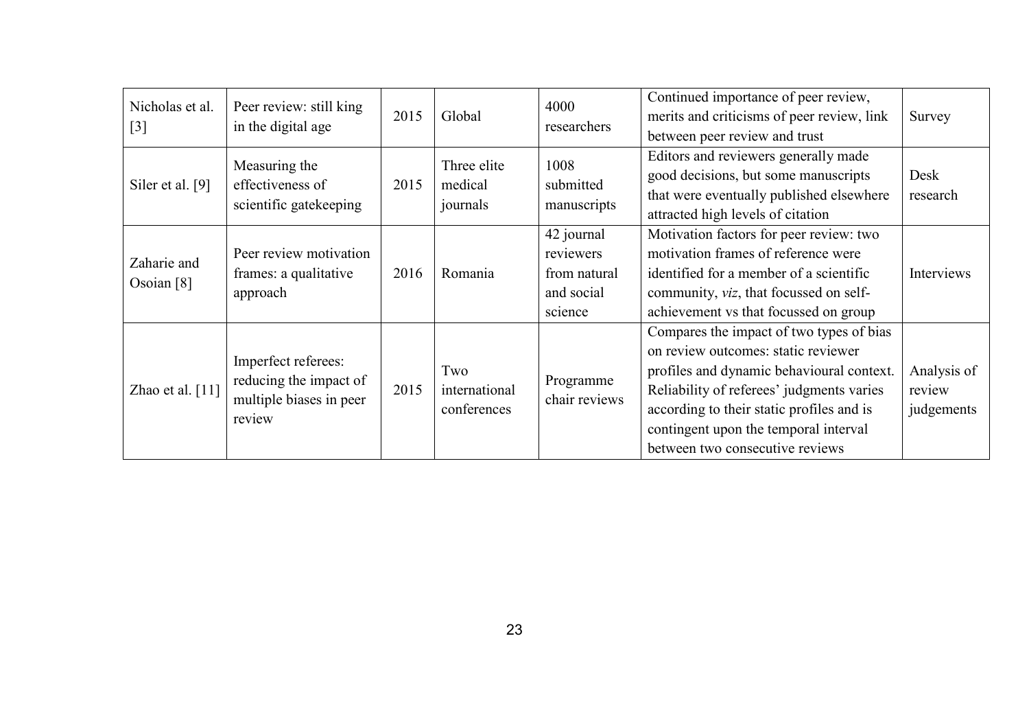| | | | | | | |
|---|---|---|---|---|---|---|
| Nicholas et al. [3] | Peer review: still king in the digital age | 2015 | Global | 4000 researchers | Continued importance of peer review, merits and criticisms of peer review, link between peer review and trust | Survey |
| Siler et al. [9] | Measuring the effectiveness of scientific gatekeeping | 2015 | Three elite medical journals | 1008 submitted manuscripts | Editors and reviewers generally made good decisions, but some manuscripts that were eventually published elsewhere attracted high levels of citation | Desk research |
| Zaharie and Osoian [8] | Peer review motivation frames: a qualitative approach | 2016 | Romania | 42 journal reviewers from natural and social science | Motivation factors for peer review: two motivation frames of reference were identified for a member of a scientific community, *viz*, that focussed on self-achievement vs that focussed on group | Interviews |
| Zhao et al. [11] | Imperfect referees: reducing the impact of multiple biases in peer review | 2015 | Two international conferences | Programme chair reviews | Compares the impact of two types of bias on review outcomes: static reviewer profiles and dynamic behavioural context. Reliability of referees' judgments varies according to their static profiles and is contingent upon the temporal interval between two consecutive reviews | Analysis of review judgements |